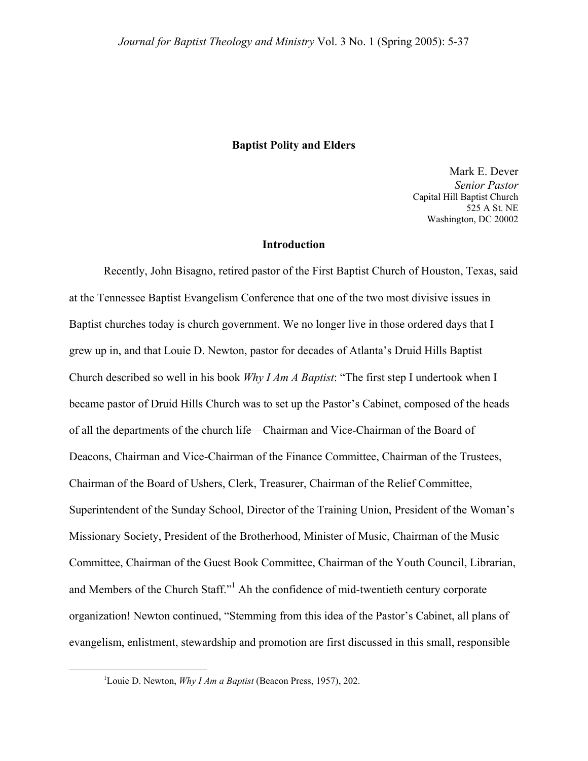# Baptist Polity and Elders

Mark E. Dever
*Senior Pastor*
Capital Hill Baptist Church
525 A St. NE
Washington, DC 20002

## Introduction

Recently, John Bisagno, retired pastor of the First Baptist Church of Houston, Texas, said at the Tennessee Baptist Evangelism Conference that one of the two most divisive issues in Baptist churches today is church government. We no longer live in those ordered days that I grew up in, and that Louie D. Newton, pastor for decades of Atlanta's Druid Hills Baptist Church described so well in his book *Why I Am A Baptist*: "The first step I undertook when I became pastor of Druid Hills Church was to set up the Pastor's Cabinet, composed of the heads of all the departments of the church life—Chairman and Vice-Chairman of the Board of Deacons, Chairman and Vice-Chairman of the Finance Committee, Chairman of the Trustees, Chairman of the Board of Ushers, Clerk, Treasurer, Chairman of the Relief Committee, Superintendent of the Sunday School, Director of the Training Union, President of the Woman's Missionary Society, President of the Brotherhood, Minister of Music, Chairman of the Music Committee, Chairman of the Guest Book Committee, Chairman of the Youth Council, Librarian, and Members of the Church Staff."[1] Ah the confidence of mid-twentieth century corporate organization! Newton continued, "Stemming from this idea of the Pastor's Cabinet, all plans of evangelism, enlistment, stewardship and promotion are first discussed in this small, responsible

[1] Louie D. Newton, *Why I Am a Baptist* (Beacon Press, 1957), 202.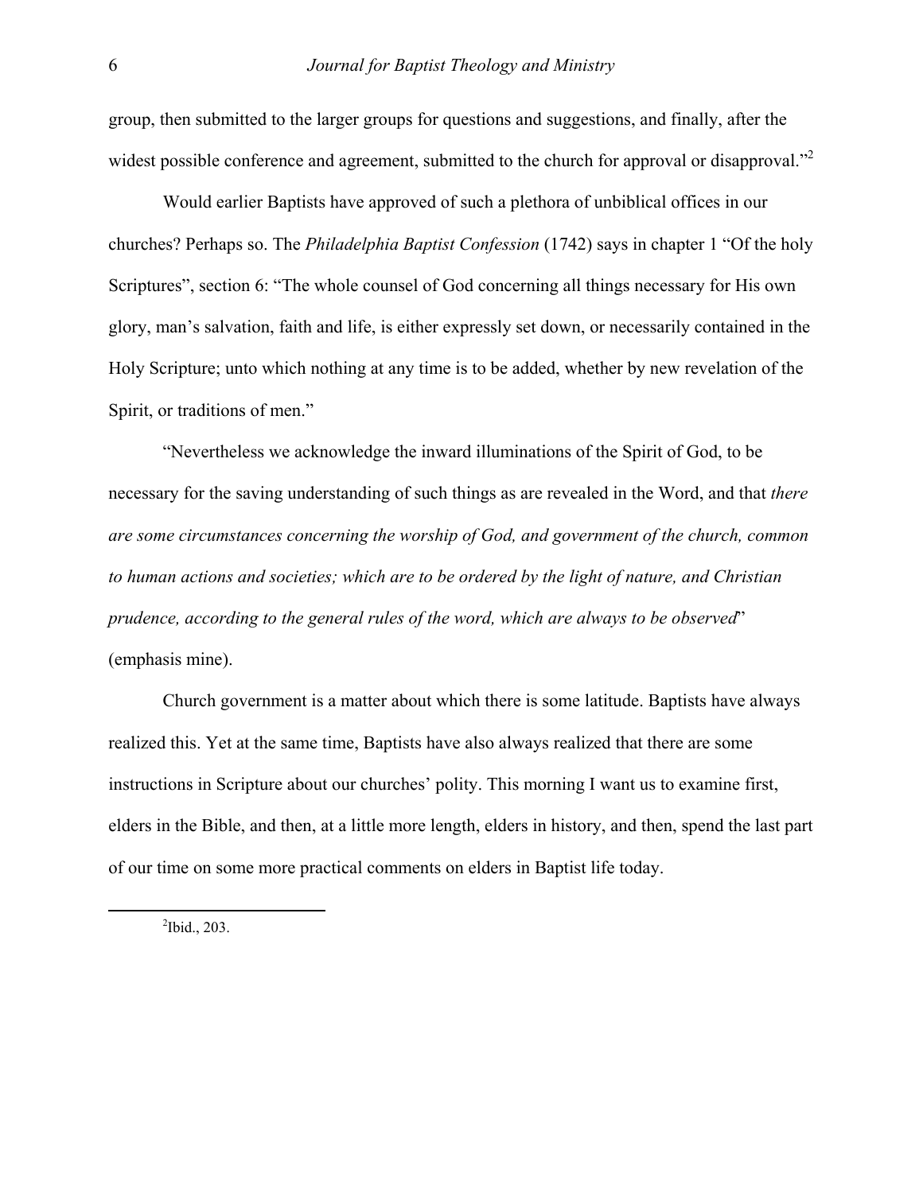group, then submitted to the larger groups for questions and suggestions, and finally, after the widest possible conference and agreement, submitted to the church for approval or disapproval."[2]

Would earlier Baptists have approved of such a plethora of unbiblical offices in our churches? Perhaps so. The *Philadelphia Baptist Confession* (1742) says in chapter 1 "Of the holy Scriptures", section 6: "The whole counsel of God concerning all things necessary for His own glory, man's salvation, faith and life, is either expressly set down, or necessarily contained in the Holy Scripture; unto which nothing at any time is to be added, whether by new revelation of the Spirit, or traditions of men."

"Nevertheless we acknowledge the inward illuminations of the Spirit of God, to be necessary for the saving understanding of such things as are revealed in the Word, and that *there are some circumstances concerning the worship of God, and government of the church, common to human actions and societies; which are to be ordered by the light of nature, and Christian prudence, according to the general rules of the word, which are always to be observed*" (emphasis mine).

Church government is a matter about which there is some latitude. Baptists have always realized this. Yet at the same time, Baptists have also always realized that there are some instructions in Scripture about our churches' polity. This morning I want us to examine first, elders in the Bible, and then, at a little more length, elders in history, and then, spend the last part of our time on some more practical comments on elders in Baptist life today.

[2] Ibid., 203.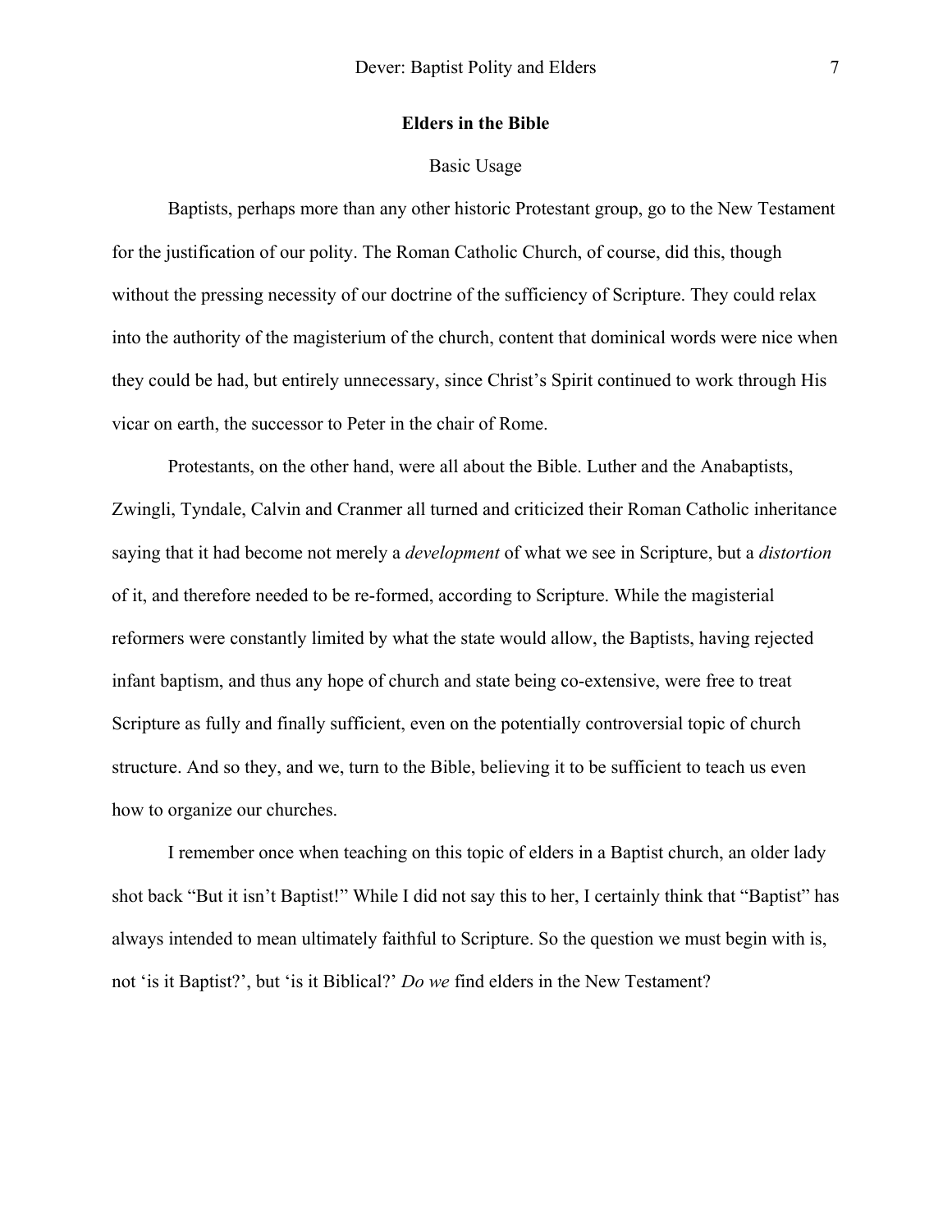## Elders in the Bible

### Basic Usage

Baptists, perhaps more than any other historic Protestant group, go to the New Testament for the justification of our polity. The Roman Catholic Church, of course, did this, though without the pressing necessity of our doctrine of the sufficiency of Scripture. They could relax into the authority of the magisterium of the church, content that dominical words were nice when they could be had, but entirely unnecessary, since Christ's Spirit continued to work through His vicar on earth, the successor to Peter in the chair of Rome.

Protestants, on the other hand, were all about the Bible. Luther and the Anabaptists, Zwingli, Tyndale, Calvin and Cranmer all turned and criticized their Roman Catholic inheritance saying that it had become not merely a *development* of what we see in Scripture, but a *distortion* of it, and therefore needed to be re-formed, according to Scripture. While the magisterial reformers were constantly limited by what the state would allow, the Baptists, having rejected infant baptism, and thus any hope of church and state being co-extensive, were free to treat Scripture as fully and finally sufficient, even on the potentially controversial topic of church structure. And so they, and we, turn to the Bible, believing it to be sufficient to teach us even how to organize our churches.

I remember once when teaching on this topic of elders in a Baptist church, an older lady shot back "But it isn't Baptist!" While I did not say this to her, I certainly think that "Baptist" has always intended to mean ultimately faithful to Scripture. So the question we must begin with is, not 'is it Baptist?', but 'is it Biblical?' *Do we* find elders in the New Testament?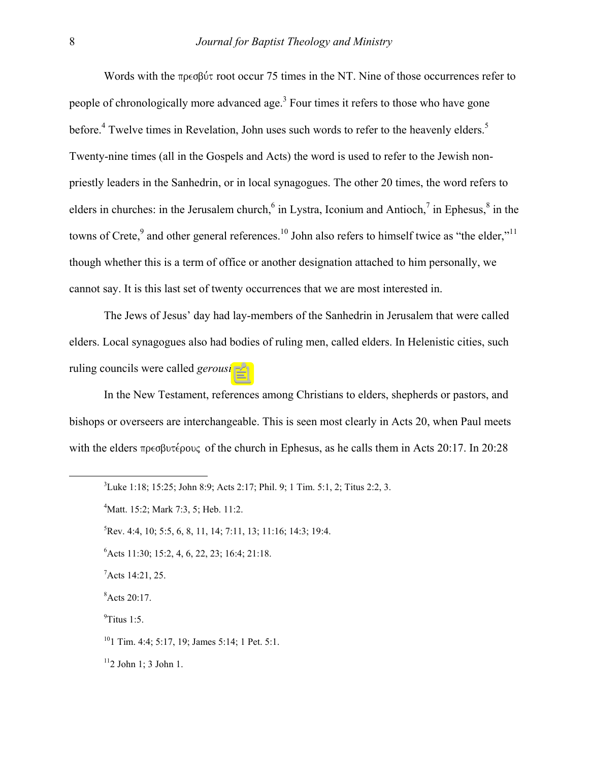Words with the πρεσβύτ root occur 75 times in the NT. Nine of those occurrences refer to people of chronologically more advanced age.[3] Four times it refers to those who have gone before.[4] Twelve times in Revelation, John uses such words to refer to the heavenly elders.[5] Twenty-nine times (all in the Gospels and Acts) the word is used to refer to the Jewish non-priestly leaders in the Sanhedrin, or in local synagogues. The other 20 times, the word refers to elders in churches: in the Jerusalem church,[6] in Lystra, Iconium and Antioch,[7] in Ephesus,[8] in the towns of Crete,[9] and other general references.[10] John also refers to himself twice as "the elder,"[11] though whether this is a term of office or another designation attached to him personally, we cannot say. It is this last set of twenty occurrences that we are most interested in.

The Jews of Jesus' day had lay-members of the Sanhedrin in Jerusalem that were called elders. Local synagogues also had bodies of ruling men, called elders. In Helenistic cities, such ruling councils were called *gerousi*

In the New Testament, references among Christians to elders, shepherds or pastors, and bishops or overseers are interchangeable. This is seen most clearly in Acts 20, when Paul meets with the elders πρεσβυτέρους of the church in Ephesus, as he calls them in Acts 20:17. In 20:28

---

[3]Luke 1:18; 15:25; John 8:9; Acts 2:17; Phil. 9; 1 Tim. 5:1, 2; Titus 2:2, 3.

[4]Matt. 15:2; Mark 7:3, 5; Heb. 11:2.

[5]Rev. 4:4, 10; 5:5, 6, 8, 11, 14; 7:11, 13; 11:16; 14:3; 19:4.

[6]Acts 11:30; 15:2, 4, 6, 22, 23; 16:4; 21:18.

[7]Acts 14:21, 25.

[8]Acts 20:17.

[9]Titus 1:5.

[10]1 Tim. 4:4; 5:17, 19; James 5:14; 1 Pet. 5:1.

[11]2 John 1; 3 John 1.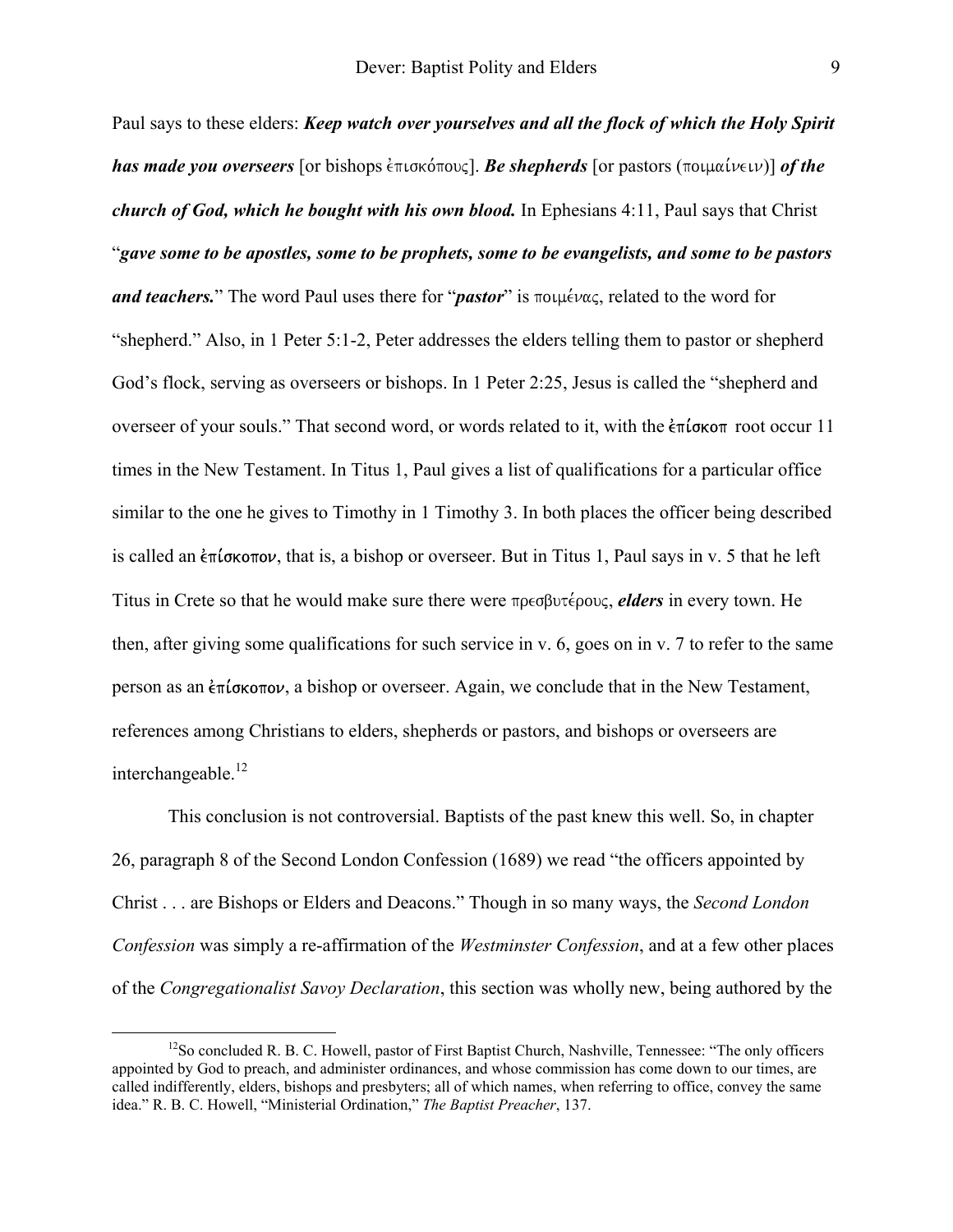Paul says to these elders: ***Keep watch over yourselves and all the flock of which the Holy Spirit has made you overseers*** [or bishops ἐπισκόπους]. ***Be shepherds*** [or pastors (ποιμαίνειν)] ***of the church of God, which he bought with his own blood.*** In Ephesians 4:11, Paul says that Christ "***gave some to be apostles, some to be prophets, some to be evangelists, and some to be pastors and teachers.***" The word Paul uses there for "***pastor***" is ποιμένας, related to the word for "shepherd." Also, in 1 Peter 5:1-2, Peter addresses the elders telling them to pastor or shepherd God's flock, serving as overseers or bishops. In 1 Peter 2:25, Jesus is called the "shepherd and overseer of your souls." That second word, or words related to it, with the ἐπίσκοπ root occur 11 times in the New Testament. In Titus 1, Paul gives a list of qualifications for a particular office similar to the one he gives to Timothy in 1 Timothy 3. In both places the officer being described is called an ἐπίσκοπον, that is, a bishop or overseer. But in Titus 1, Paul says in v. 5 that he left Titus in Crete so that he would make sure there were πρεσβυτέρους, ***elders*** in every town. He then, after giving some qualifications for such service in v. 6, goes on in v. 7 to refer to the same person as an ἐπίσκοπον, a bishop or overseer. Again, we conclude that in the New Testament, references among Christians to elders, shepherds or pastors, and bishops or overseers are interchangeable.[12]

This conclusion is not controversial. Baptists of the past knew this well. So, in chapter 26, paragraph 8 of the Second London Confession (1689) we read "the officers appointed by Christ . . . are Bishops or Elders and Deacons." Though in so many ways, the *Second London Confession* was simply a re-affirmation of the *Westminster Confession*, and at a few other places of the *Congregationalist Savoy Declaration*, this section was wholly new, being authored by the

[12]So concluded R. B. C. Howell, pastor of First Baptist Church, Nashville, Tennessee: "The only officers appointed by God to preach, and administer ordinances, and whose commission has come down to our times, are called indifferently, elders, bishops and presbyters; all of which names, when referring to office, convey the same idea." R. B. C. Howell, "Ministerial Ordination," *The Baptist Preacher*, 137.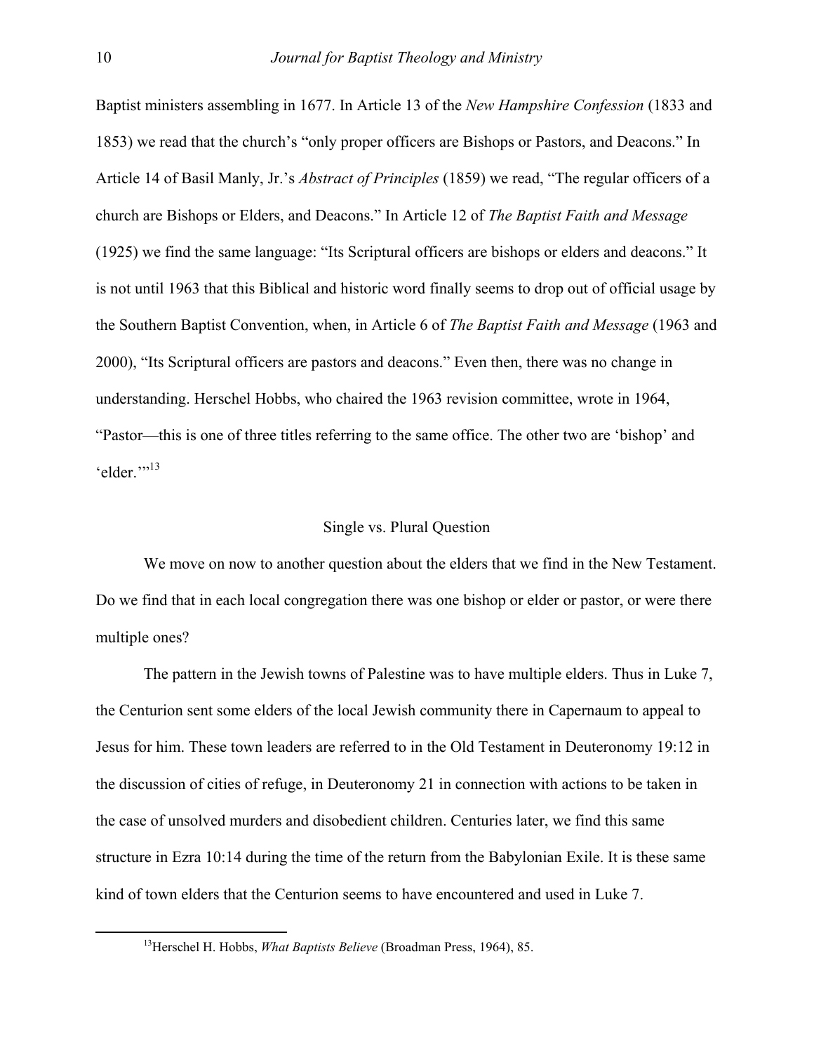Baptist ministers assembling in 1677. In Article 13 of the *New Hampshire Confession* (1833 and 1853) we read that the church's "only proper officers are Bishops or Pastors, and Deacons." In Article 14 of Basil Manly, Jr.'s *Abstract of Principles* (1859) we read, "The regular officers of a church are Bishops or Elders, and Deacons." In Article 12 of *The Baptist Faith and Message* (1925) we find the same language: "Its Scriptural officers are bishops or elders and deacons." It is not until 1963 that this Biblical and historic word finally seems to drop out of official usage by the Southern Baptist Convention, when, in Article 6 of *The Baptist Faith and Message* (1963 and 2000), "Its Scriptural officers are pastors and deacons." Even then, there was no change in understanding. Herschel Hobbs, who chaired the 1963 revision committee, wrote in 1964, "Pastor—this is one of three titles referring to the same office. The other two are 'bishop' and 'elder.'"[13]

## Single vs. Plural Question

We move on now to another question about the elders that we find in the New Testament. Do we find that in each local congregation there was one bishop or elder or pastor, or were there multiple ones?

The pattern in the Jewish towns of Palestine was to have multiple elders. Thus in Luke 7, the Centurion sent some elders of the local Jewish community there in Capernaum to appeal to Jesus for him. These town leaders are referred to in the Old Testament in Deuteronomy 19:12 in the discussion of cities of refuge, in Deuteronomy 21 in connection with actions to be taken in the case of unsolved murders and disobedient children. Centuries later, we find this same structure in Ezra 10:14 during the time of the return from the Babylonian Exile. It is these same kind of town elders that the Centurion seems to have encountered and used in Luke 7.

---

[13]Herschel H. Hobbs, *What Baptists Believe* (Broadman Press, 1964), 85.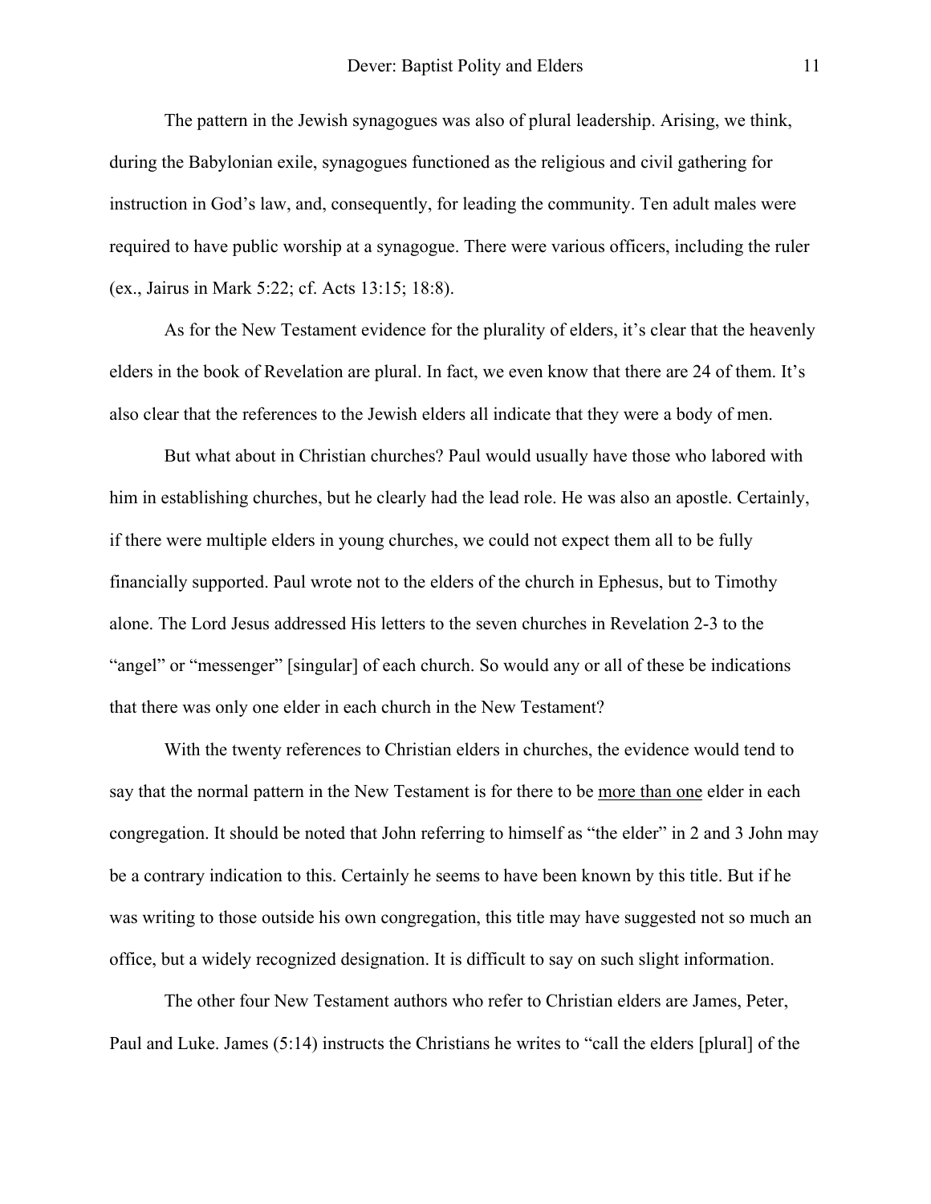The pattern in the Jewish synagogues was also of plural leadership. Arising, we think, during the Babylonian exile, synagogues functioned as the religious and civil gathering for instruction in God's law, and, consequently, for leading the community. Ten adult males were required to have public worship at a synagogue. There were various officers, including the ruler (ex., Jairus in Mark 5:22; cf. Acts 13:15; 18:8).

As for the New Testament evidence for the plurality of elders, it's clear that the heavenly elders in the book of Revelation are plural. In fact, we even know that there are 24 of them. It's also clear that the references to the Jewish elders all indicate that they were a body of men.

But what about in Christian churches? Paul would usually have those who labored with him in establishing churches, but he clearly had the lead role. He was also an apostle. Certainly, if there were multiple elders in young churches, we could not expect them all to be fully financially supported. Paul wrote not to the elders of the church in Ephesus, but to Timothy alone. The Lord Jesus addressed His letters to the seven churches in Revelation 2-3 to the "angel" or "messenger" [singular] of each church. So would any or all of these be indications that there was only one elder in each church in the New Testament?

With the twenty references to Christian elders in churches, the evidence would tend to say that the normal pattern in the New Testament is for there to be <u>more than one</u> elder in each congregation. It should be noted that John referring to himself as "the elder" in 2 and 3 John may be a contrary indication to this. Certainly he seems to have been known by this title. But if he was writing to those outside his own congregation, this title may have suggested not so much an office, but a widely recognized designation. It is difficult to say on such slight information.

The other four New Testament authors who refer to Christian elders are James, Peter, Paul and Luke. James (5:14) instructs the Christians he writes to "call the elders [plural] of the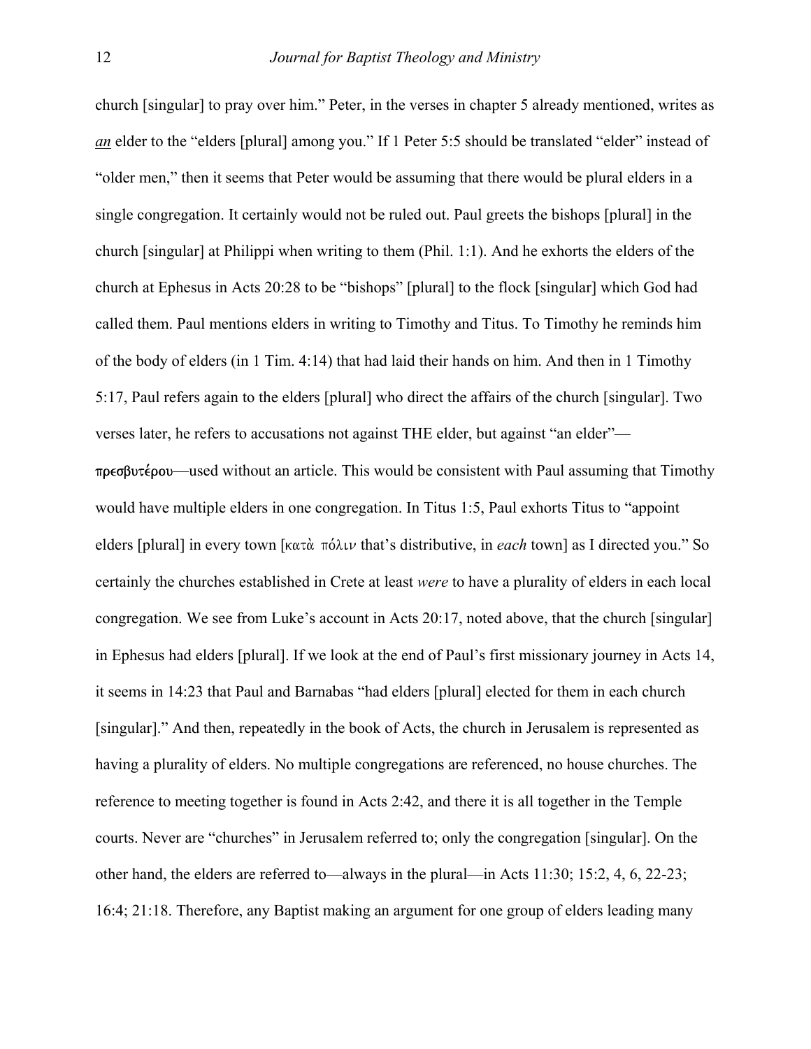church [singular] to pray over him." Peter, in the verses in chapter 5 already mentioned, writes as ***an*** elder to the "elders [plural] among you." If 1 Peter 5:5 should be translated "elder" instead of "older men," then it seems that Peter would be assuming that there would be plural elders in a single congregation. It certainly would not be ruled out. Paul greets the bishops [plural] in the church [singular] at Philippi when writing to them (Phil. 1:1). And he exhorts the elders of the church at Ephesus in Acts 20:28 to be "bishops" [plural] to the flock [singular] which God had called them. Paul mentions elders in writing to Timothy and Titus. To Timothy he reminds him of the body of elders (in 1 Tim. 4:14) that had laid their hands on him. And then in 1 Timothy 5:17, Paul refers again to the elders [plural] who direct the affairs of the church [singular]. Two verses later, he refers to accusations not against THE elder, but against "an elder"—πρεσβυτέρου—used without an article. This would be consistent with Paul assuming that Timothy would have multiple elders in one congregation. In Titus 1:5, Paul exhorts Titus to "appoint elders [plural] in every town [κατὰ πόλιν that's distributive, in *each* town] as I directed you." So certainly the churches established in Crete at least *were* to have a plurality of elders in each local congregation. We see from Luke's account in Acts 20:17, noted above, that the church [singular] in Ephesus had elders [plural]. If we look at the end of Paul's first missionary journey in Acts 14, it seems in 14:23 that Paul and Barnabas "had elders [plural] elected for them in each church [singular]." And then, repeatedly in the book of Acts, the church in Jerusalem is represented as having a plurality of elders. No multiple congregations are referenced, no house churches. The reference to meeting together is found in Acts 2:42, and there it is all together in the Temple courts. Never are "churches" in Jerusalem referred to; only the congregation [singular]. On the other hand, the elders are referred to—always in the plural—in Acts 11:30; 15:2, 4, 6, 22-23; 16:4; 21:18. Therefore, any Baptist making an argument for one group of elders leading many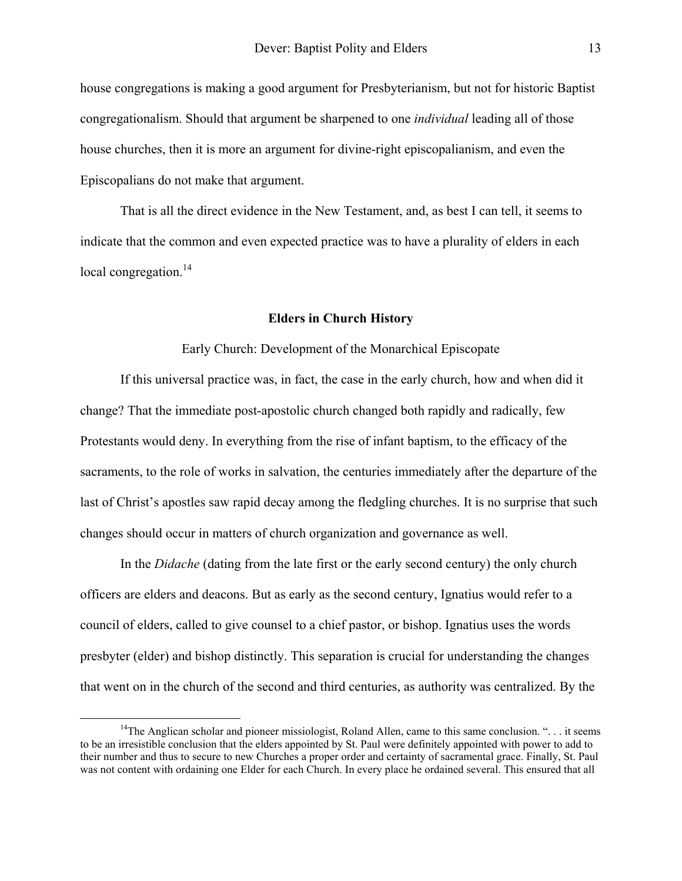house congregations is making a good argument for Presbyterianism, but not for historic Baptist congregationalism. Should that argument be sharpened to one *individual* leading all of those house churches, then it is more an argument for divine-right episcopalianism, and even the Episcopalians do not make that argument.

That is all the direct evidence in the New Testament, and, as best I can tell, it seems to indicate that the common and even expected practice was to have a plurality of elders in each local congregation.[14]

## Elders in Church History

### Early Church: Development of the Monarchical Episcopate

If this universal practice was, in fact, the case in the early church, how and when did it change? That the immediate post-apostolic church changed both rapidly and radically, few Protestants would deny. In everything from the rise of infant baptism, to the efficacy of the sacraments, to the role of works in salvation, the centuries immediately after the departure of the last of Christ's apostles saw rapid decay among the fledgling churches. It is no surprise that such changes should occur in matters of church organization and governance as well.

In the *Didache* (dating from the late first or the early second century) the only church officers are elders and deacons. But as early as the second century, Ignatius would refer to a council of elders, called to give counsel to a chief pastor, or bishop. Ignatius uses the words presbyter (elder) and bishop distinctly. This separation is crucial for understanding the changes that went on in the church of the second and third centuries, as authority was centralized. By the

[14]The Anglican scholar and pioneer missiologist, Roland Allen, came to this same conclusion. ". . . it seems to be an irresistible conclusion that the elders appointed by St. Paul were definitely appointed with power to add to their number and thus to secure to new Churches a proper order and certainty of sacramental grace. Finally, St. Paul was not content with ordaining one Elder for each Church. In every place he ordained several. This ensured that all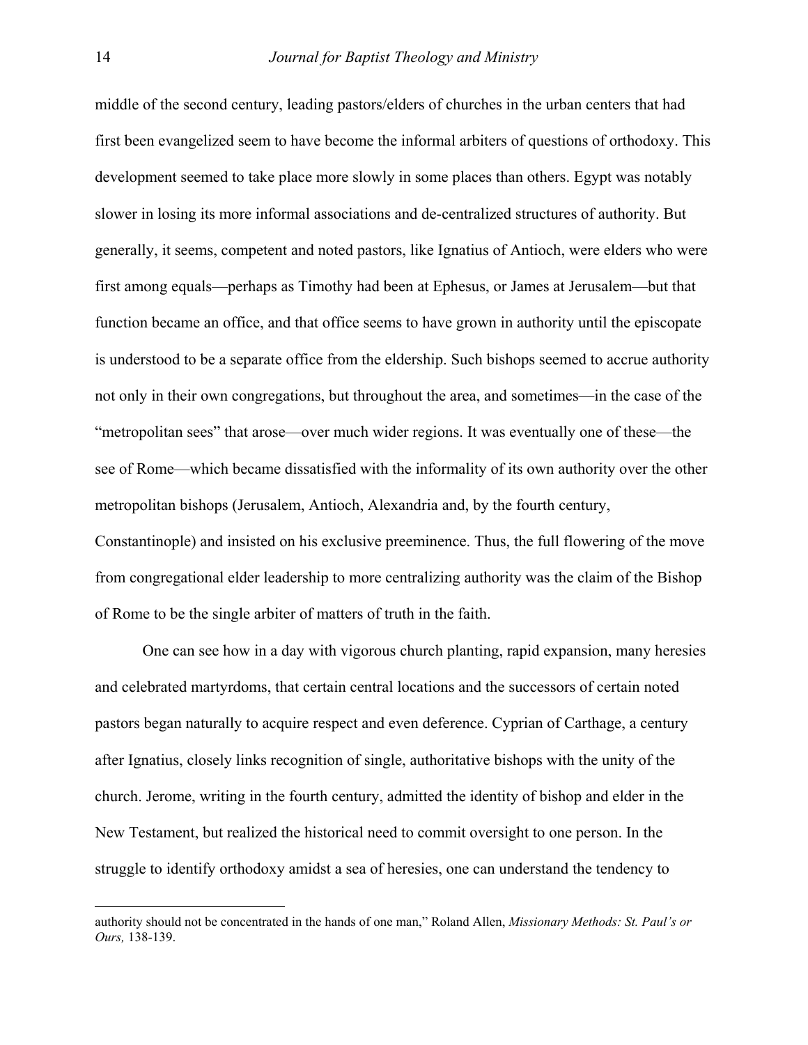middle of the second century, leading pastors/elders of churches in the urban centers that had first been evangelized seem to have become the informal arbiters of questions of orthodoxy. This development seemed to take place more slowly in some places than others. Egypt was notably slower in losing its more informal associations and de-centralized structures of authority. But generally, it seems, competent and noted pastors, like Ignatius of Antioch, were elders who were first among equals—perhaps as Timothy had been at Ephesus, or James at Jerusalem—but that function became an office, and that office seems to have grown in authority until the episcopate is understood to be a separate office from the eldership. Such bishops seemed to accrue authority not only in their own congregations, but throughout the area, and sometimes—in the case of the "metropolitan sees" that arose—over much wider regions. It was eventually one of these—the see of Rome—which became dissatisfied with the informality of its own authority over the other metropolitan bishops (Jerusalem, Antioch, Alexandria and, by the fourth century, Constantinople) and insisted on his exclusive preeminence. Thus, the full flowering of the move from congregational elder leadership to more centralizing authority was the claim of the Bishop of Rome to be the single arbiter of matters of truth in the faith.

One can see how in a day with vigorous church planting, rapid expansion, many heresies and celebrated martyrdoms, that certain central locations and the successors of certain noted pastors began naturally to acquire respect and even deference. Cyprian of Carthage, a century after Ignatius, closely links recognition of single, authoritative bishops with the unity of the church. Jerome, writing in the fourth century, admitted the identity of bishop and elder in the New Testament, but realized the historical need to commit oversight to one person. In the struggle to identify orthodoxy amidst a sea of heresies, one can understand the tendency to

---

authority should not be concentrated in the hands of one man," Roland Allen, *Missionary Methods: St. Paul's or Ours,* 138-139.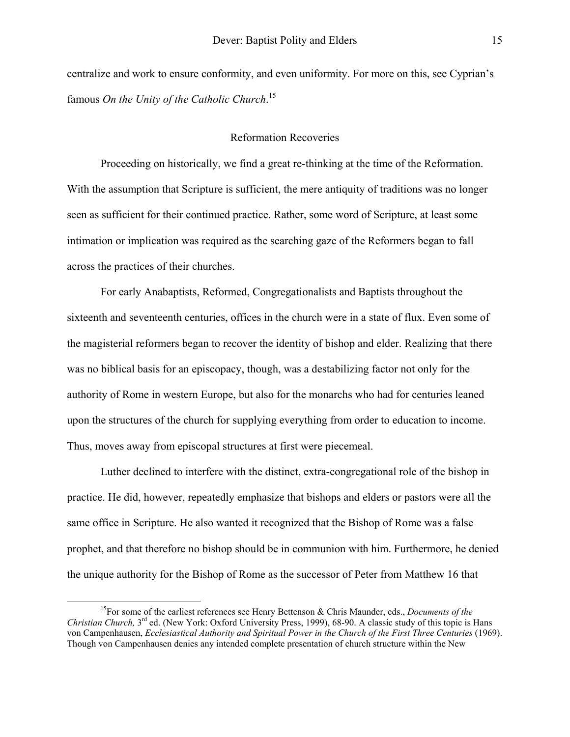centralize and work to ensure conformity, and even uniformity. For more on this, see Cyprian's famous *On the Unity of the Catholic Church*.[15]

## Reformation Recoveries

Proceeding on historically, we find a great re-thinking at the time of the Reformation. With the assumption that Scripture is sufficient, the mere antiquity of traditions was no longer seen as sufficient for their continued practice. Rather, some word of Scripture, at least some intimation or implication was required as the searching gaze of the Reformers began to fall across the practices of their churches.

For early Anabaptists, Reformed, Congregationalists and Baptists throughout the sixteenth and seventeenth centuries, offices in the church were in a state of flux. Even some of the magisterial reformers began to recover the identity of bishop and elder. Realizing that there was no biblical basis for an episcopacy, though, was a destabilizing factor not only for the authority of Rome in western Europe, but also for the monarchs who had for centuries leaned upon the structures of the church for supplying everything from order to education to income. Thus, moves away from episcopal structures at first were piecemeal.

Luther declined to interfere with the distinct, extra-congregational role of the bishop in practice. He did, however, repeatedly emphasize that bishops and elders or pastors were all the same office in Scripture. He also wanted it recognized that the Bishop of Rome was a false prophet, and that therefore no bishop should be in communion with him. Furthermore, he denied the unique authority for the Bishop of Rome as the successor of Peter from Matthew 16 that

---

[15] For some of the earliest references see Henry Bettenson & Chris Maunder, eds., *Documents of the Christian Church,* 3rd ed. (New York: Oxford University Press, 1999), 68-90. A classic study of this topic is Hans von Campenhausen, *Ecclesiastical Authority and Spiritual Power in the Church of the First Three Centuries* (1969). Though von Campenhausen denies any intended complete presentation of church structure within the New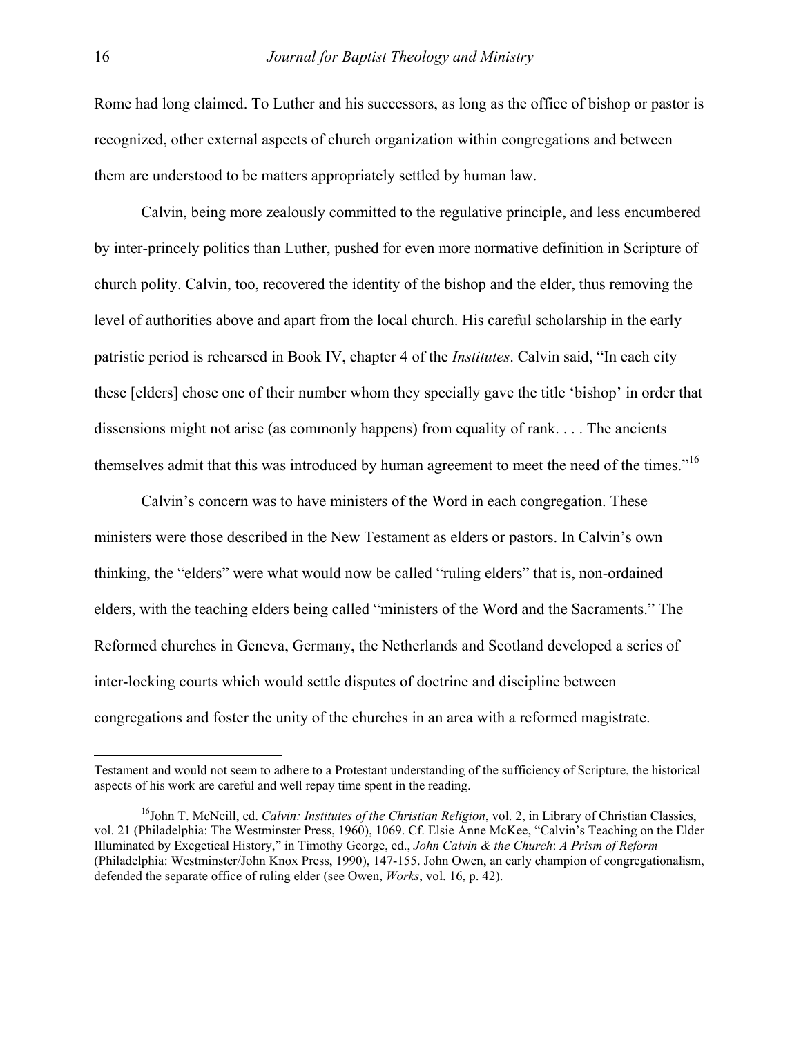Rome had long claimed. To Luther and his successors, as long as the office of bishop or pastor is recognized, other external aspects of church organization within congregations and between them are understood to be matters appropriately settled by human law.

Calvin, being more zealously committed to the regulative principle, and less encumbered by inter-princely politics than Luther, pushed for even more normative definition in Scripture of church polity. Calvin, too, recovered the identity of the bishop and the elder, thus removing the level of authorities above and apart from the local church. His careful scholarship in the early patristic period is rehearsed in Book IV, chapter 4 of the *Institutes*. Calvin said, "In each city these [elders] chose one of their number whom they specially gave the title 'bishop' in order that dissensions might not arise (as commonly happens) from equality of rank. . . . The ancients themselves admit that this was introduced by human agreement to meet the need of the times."[16]

Calvin's concern was to have ministers of the Word in each congregation. These ministers were those described in the New Testament as elders or pastors. In Calvin's own thinking, the "elders" were what would now be called "ruling elders" that is, non-ordained elders, with the teaching elders being called "ministers of the Word and the Sacraments." The Reformed churches in Geneva, Germany, the Netherlands and Scotland developed a series of inter-locking courts which would settle disputes of doctrine and discipline between congregations and foster the unity of the churches in an area with a reformed magistrate.

---

Testament and would not seem to adhere to a Protestant understanding of the sufficiency of Scripture, the historical aspects of his work are careful and well repay time spent in the reading.

[16]John T. McNeill, ed. *Calvin: Institutes of the Christian Religion*, vol. 2, in Library of Christian Classics, vol. 21 (Philadelphia: The Westminster Press, 1960), 1069. Cf. Elsie Anne McKee, "Calvin's Teaching on the Elder Illuminated by Exegetical History," in Timothy George, ed., *John Calvin & the Church*: *A Prism of Reform* (Philadelphia: Westminster/John Knox Press, 1990), 147-155. John Owen, an early champion of congregationalism, defended the separate office of ruling elder (see Owen, *Works*, vol. 16, p. 42).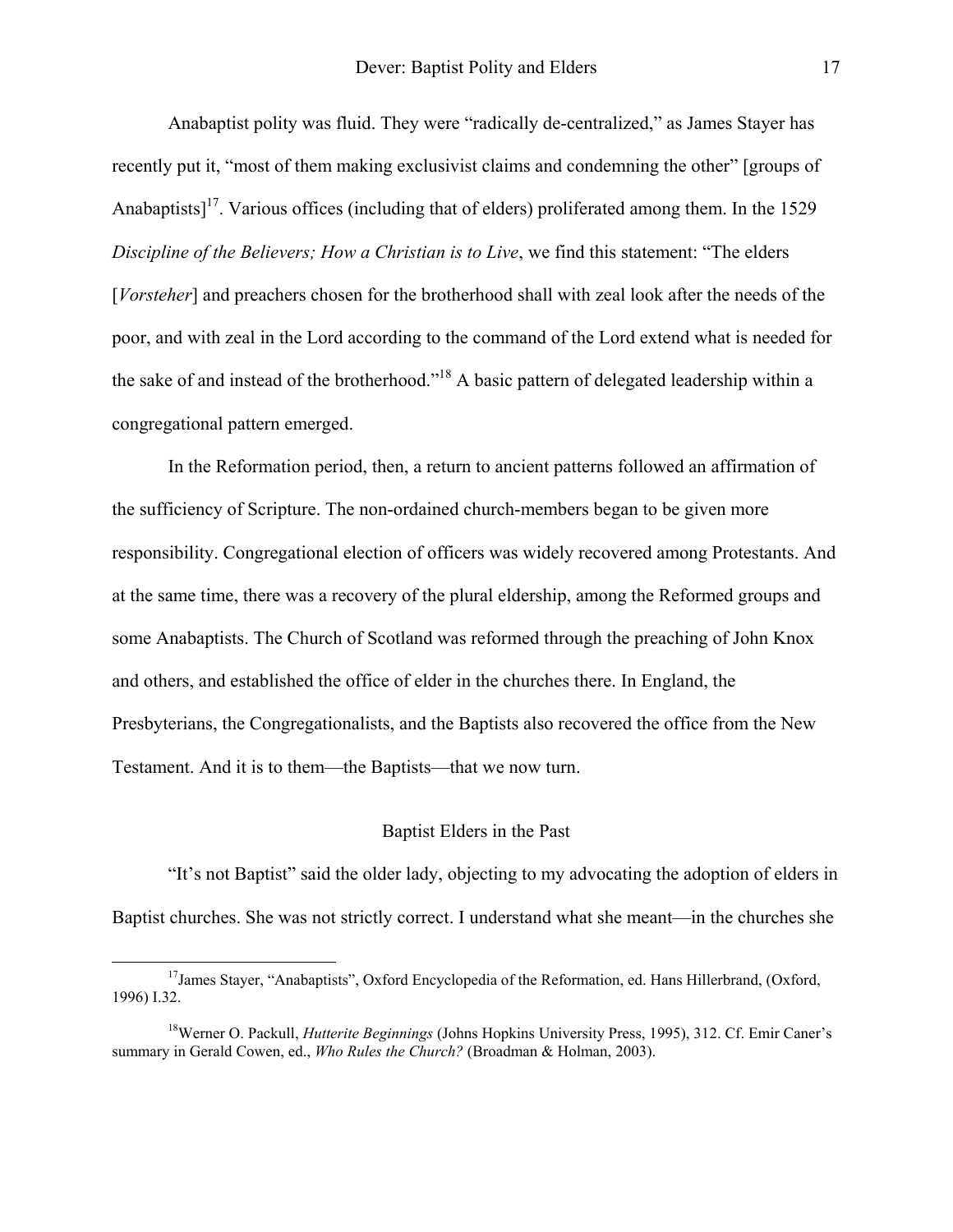Anabaptist polity was fluid. They were “radically de-centralized,” as James Stayer has recently put it, “most of them making exclusivist claims and condemning the other” [groups of Anabaptists][17]. Various offices (including that of elders) proliferated among them. In the 1529 *Discipline of the Believers; How a Christian is to Live*, we find this statement: “The elders [*Vorsteher*] and preachers chosen for the brotherhood shall with zeal look after the needs of the poor, and with zeal in the Lord according to the command of the Lord extend what is needed for the sake of and instead of the brotherhood.”[18] A basic pattern of delegated leadership within a congregational pattern emerged.

In the Reformation period, then, a return to ancient patterns followed an affirmation of the sufficiency of Scripture. The non-ordained church-members began to be given more responsibility. Congregational election of officers was widely recovered among Protestants. And at the same time, there was a recovery of the plural eldership, among the Reformed groups and some Anabaptists. The Church of Scotland was reformed through the preaching of John Knox and others, and established the office of elder in the churches there. In England, the Presbyterians, the Congregationalists, and the Baptists also recovered the office from the New Testament. And it is to them—the Baptists—that we now turn.

## Baptist Elders in the Past

“It’s not Baptist” said the older lady, objecting to my advocating the adoption of elders in Baptist churches. She was not strictly correct. I understand what she meant—in the churches she

---

[17] James Stayer, “Anabaptists”, Oxford Encyclopedia of the Reformation, ed. Hans Hillerbrand, (Oxford, 1996) I.32.

[18] Werner O. Packull, *Hutterite Beginnings* (Johns Hopkins University Press, 1995), 312. Cf. Emir Caner’s summary in Gerald Cowen, ed., *Who Rules the Church?* (Broadman & Holman, 2003).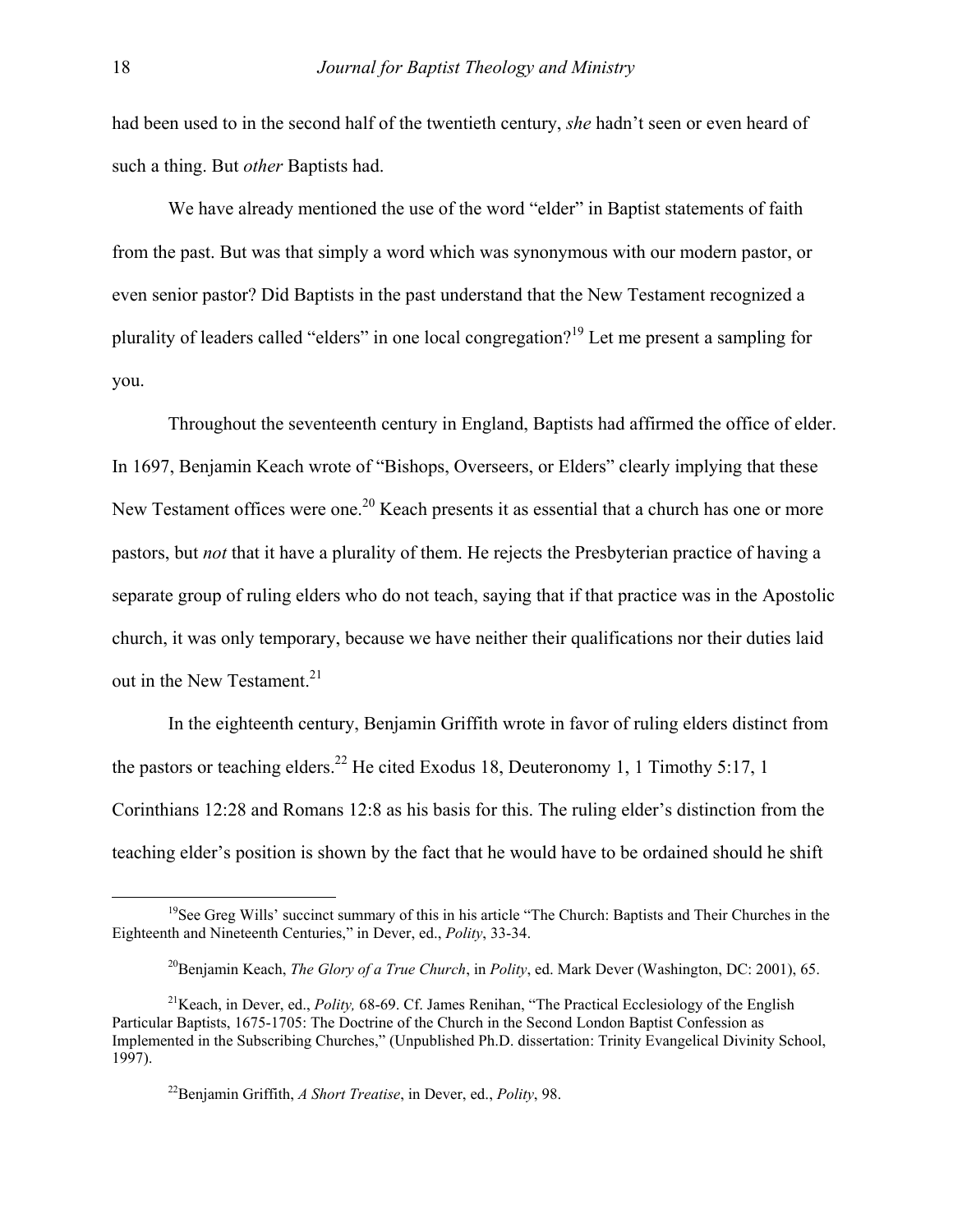had been used to in the second half of the twentieth century, *she* hadn't seen or even heard of such a thing. But *other* Baptists had.

We have already mentioned the use of the word "elder" in Baptist statements of faith from the past. But was that simply a word which was synonymous with our modern pastor, or even senior pastor? Did Baptists in the past understand that the New Testament recognized a plurality of leaders called "elders" in one local congregation?[19] Let me present a sampling for you.

Throughout the seventeenth century in England, Baptists had affirmed the office of elder. In 1697, Benjamin Keach wrote of "Bishops, Overseers, or Elders" clearly implying that these New Testament offices were one.[20] Keach presents it as essential that a church has one or more pastors, but *not* that it have a plurality of them. He rejects the Presbyterian practice of having a separate group of ruling elders who do not teach, saying that if that practice was in the Apostolic church, it was only temporary, because we have neither their qualifications nor their duties laid out in the New Testament.[21]

In the eighteenth century, Benjamin Griffith wrote in favor of ruling elders distinct from the pastors or teaching elders.[22] He cited Exodus 18, Deuteronomy 1, 1 Timothy 5:17, 1 Corinthians 12:28 and Romans 12:8 as his basis for this. The ruling elder's distinction from the teaching elder's position is shown by the fact that he would have to be ordained should he shift

---

[19]See Greg Wills' succinct summary of this in his article "The Church: Baptists and Their Churches in the Eighteenth and Nineteenth Centuries," in Dever, ed., *Polity*, 33-34.

[20]Benjamin Keach, *The Glory of a True Church*, in *Polity*, ed. Mark Dever (Washington, DC: 2001), 65.

[21]Keach, in Dever, ed., *Polity,* 68-69. Cf. James Renihan, "The Practical Ecclesiology of the English Particular Baptists, 1675-1705: The Doctrine of the Church in the Second London Baptist Confession as Implemented in the Subscribing Churches," (Unpublished Ph.D. dissertation: Trinity Evangelical Divinity School, 1997).

[22]Benjamin Griffith, *A Short Treatise*, in Dever, ed., *Polity*, 98.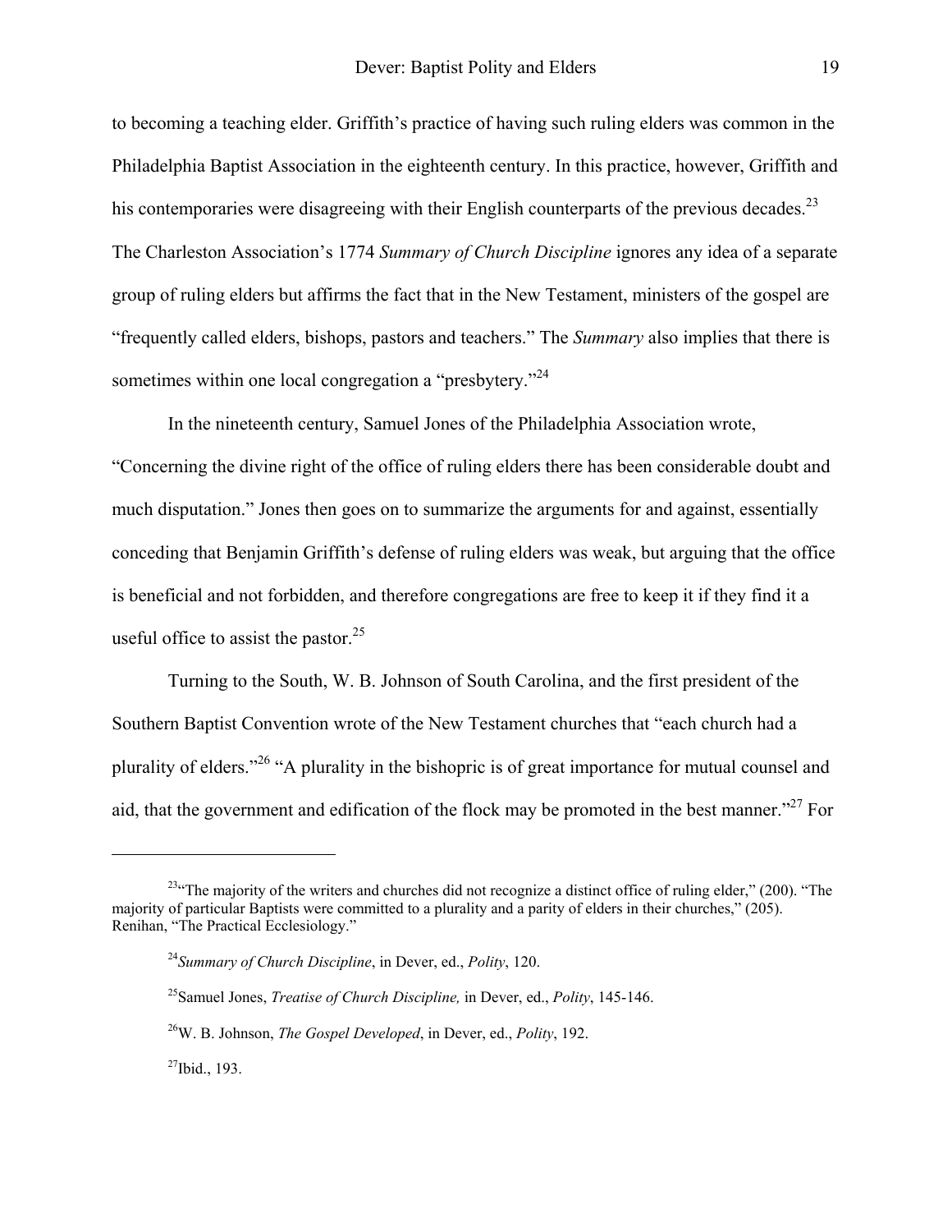to becoming a teaching elder. Griffith's practice of having such ruling elders was common in the Philadelphia Baptist Association in the eighteenth century. In this practice, however, Griffith and his contemporaries were disagreeing with their English counterparts of the previous decades.[23] The Charleston Association's 1774 *Summary of Church Discipline* ignores any idea of a separate group of ruling elders but affirms the fact that in the New Testament, ministers of the gospel are "frequently called elders, bishops, pastors and teachers." The *Summary* also implies that there is sometimes within one local congregation a "presbytery."[24]

In the nineteenth century, Samuel Jones of the Philadelphia Association wrote, "Concerning the divine right of the office of ruling elders there has been considerable doubt and much disputation." Jones then goes on to summarize the arguments for and against, essentially conceding that Benjamin Griffith's defense of ruling elders was weak, but arguing that the office is beneficial and not forbidden, and therefore congregations are free to keep it if they find it a useful office to assist the pastor.[25]

Turning to the South, W. B. Johnson of South Carolina, and the first president of the Southern Baptist Convention wrote of the New Testament churches that "each church had a plurality of elders."[26] "A plurality in the bishopric is of great importance for mutual counsel and aid, that the government and edification of the flock may be promoted in the best manner."[27] For

---

[23]"The majority of the writers and churches did not recognize a distinct office of ruling elder," (200). "The majority of particular Baptists were committed to a plurality and a parity of elders in their churches," (205). Renihan, "The Practical Ecclesiology."

[24]*Summary of Church Discipline*, in Dever, ed., *Polity*, 120.

[25]Samuel Jones, *Treatise of Church Discipline,* in Dever, ed., *Polity*, 145-146.

[26]W. B. Johnson, *The Gospel Developed*, in Dever, ed., *Polity*, 192.

[27]Ibid., 193.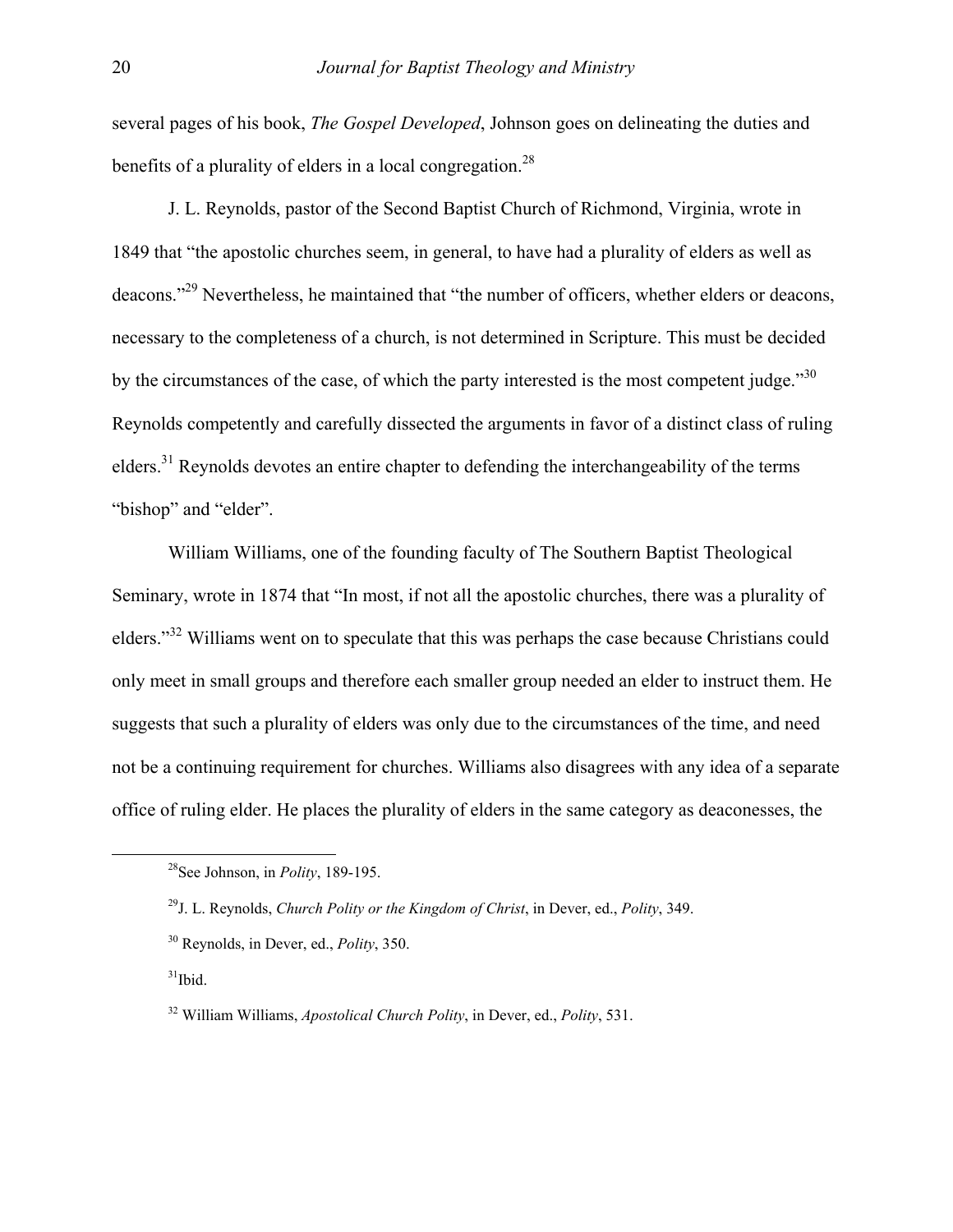several pages of his book, *The Gospel Developed*, Johnson goes on delineating the duties and benefits of a plurality of elders in a local congregation.[28]

J. L. Reynolds, pastor of the Second Baptist Church of Richmond, Virginia, wrote in 1849 that "the apostolic churches seem, in general, to have had a plurality of elders as well as deacons."[29] Nevertheless, he maintained that "the number of officers, whether elders or deacons, necessary to the completeness of a church, is not determined in Scripture. This must be decided by the circumstances of the case, of which the party interested is the most competent judge."[30] Reynolds competently and carefully dissected the arguments in favor of a distinct class of ruling elders.[31] Reynolds devotes an entire chapter to defending the interchangeability of the terms "bishop" and "elder".

William Williams, one of the founding faculty of The Southern Baptist Theological Seminary, wrote in 1874 that "In most, if not all the apostolic churches, there was a plurality of elders."[32] Williams went on to speculate that this was perhaps the case because Christians could only meet in small groups and therefore each smaller group needed an elder to instruct them. He suggests that such a plurality of elders was only due to the circumstances of the time, and need not be a continuing requirement for churches. Williams also disagrees with any idea of a separate office of ruling elder. He places the plurality of elders in the same category as deaconesses, the

---

[28]See Johnson, in *Polity*, 189-195.

[29]J. L. Reynolds, *Church Polity or the Kingdom of Christ*, in Dever, ed., *Polity*, 349.

[30] Reynolds, in Dever, ed., *Polity*, 350.

[31]Ibid.

[32] William Williams, *Apostolical Church Polity*, in Dever, ed., *Polity*, 531.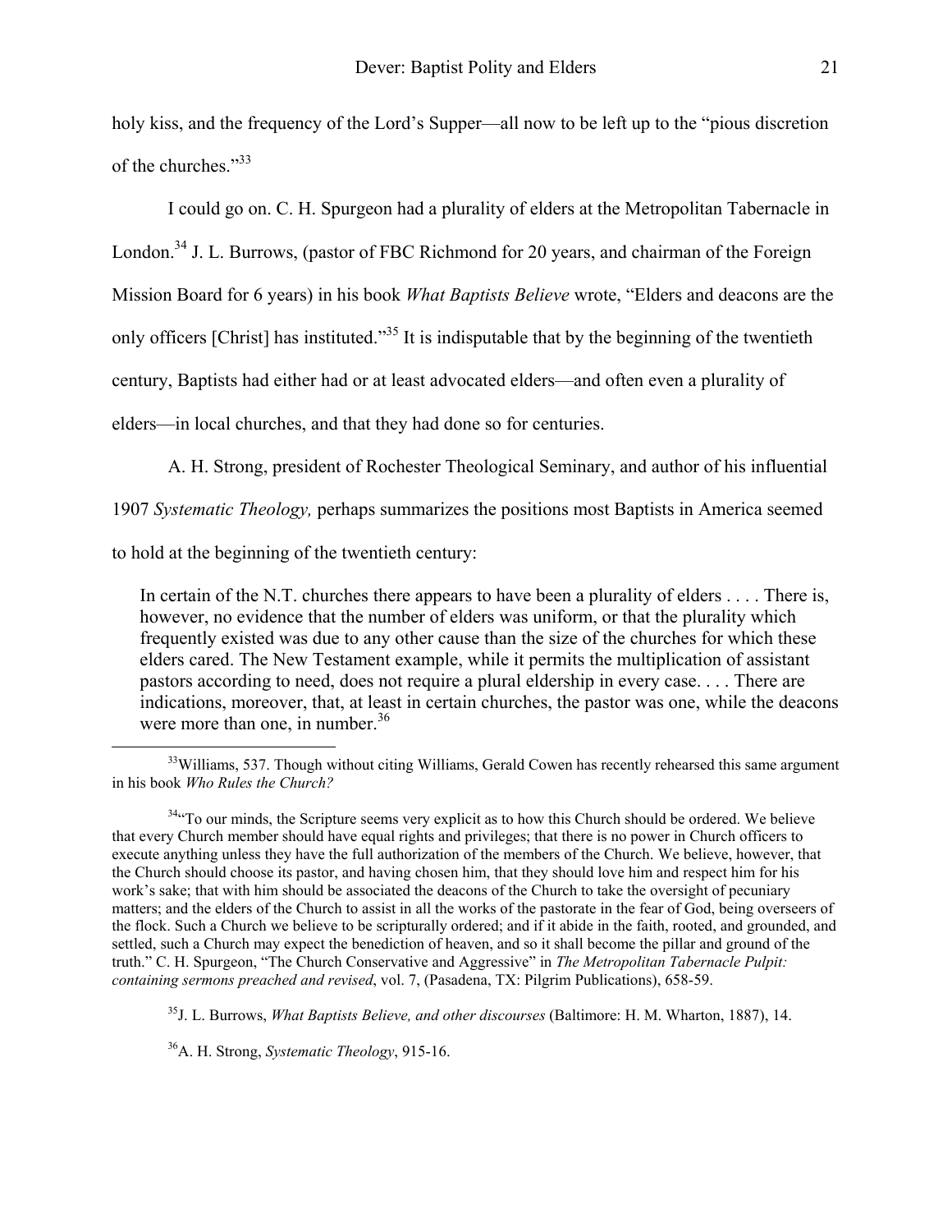holy kiss, and the frequency of the Lord's Supper—all now to be left up to the "pious discretion of the churches."[33]

I could go on. C. H. Spurgeon had a plurality of elders at the Metropolitan Tabernacle in London.[34] J. L. Burrows, (pastor of FBC Richmond for 20 years, and chairman of the Foreign Mission Board for 6 years) in his book *What Baptists Believe* wrote, "Elders and deacons are the only officers [Christ] has instituted."[35] It is indisputable that by the beginning of the twentieth century, Baptists had either had or at least advocated elders—and often even a plurality of elders—in local churches, and that they had done so for centuries.

A. H. Strong, president of Rochester Theological Seminary, and author of his influential 1907 *Systematic Theology,* perhaps summarizes the positions most Baptists in America seemed to hold at the beginning of the twentieth century:

> In certain of the N.T. churches there appears to have been a plurality of elders . . . . There is, however, no evidence that the number of elders was uniform, or that the plurality which frequently existed was due to any other cause than the size of the churches for which these elders cared. The New Testament example, while it permits the multiplication of assistant pastors according to need, does not require a plural eldership in every case. . . . There are indications, moreover, that, at least in certain churches, the pastor was one, while the deacons were more than one, in number.[36]

---

[33] Williams, 537. Though without citing Williams, Gerald Cowen has recently rehearsed this same argument in his book *Who Rules the Church?*

[34] "To our minds, the Scripture seems very explicit as to how this Church should be ordered. We believe that every Church member should have equal rights and privileges; that there is no power in Church officers to execute anything unless they have the full authorization of the members of the Church. We believe, however, that the Church should choose its pastor, and having chosen him, that they should love him and respect him for his work's sake; that with him should be associated the deacons of the Church to take the oversight of pecuniary matters; and the elders of the Church to assist in all the works of the pastorate in the fear of God, being overseers of the flock. Such a Church we believe to be scripturally ordered; and if it abide in the faith, rooted, and grounded, and settled, such a Church may expect the benediction of heaven, and so it shall become the pillar and ground of the truth." C. H. Spurgeon, "The Church Conservative and Aggressive" in *The Metropolitan Tabernacle Pulpit: containing sermons preached and revised*, vol. 7, (Pasadena, TX: Pilgrim Publications), 658-59.

[35] J. L. Burrows, *What Baptists Believe, and other discourses* (Baltimore: H. M. Wharton, 1887), 14.

[36] A. H. Strong, *Systematic Theology*, 915-16.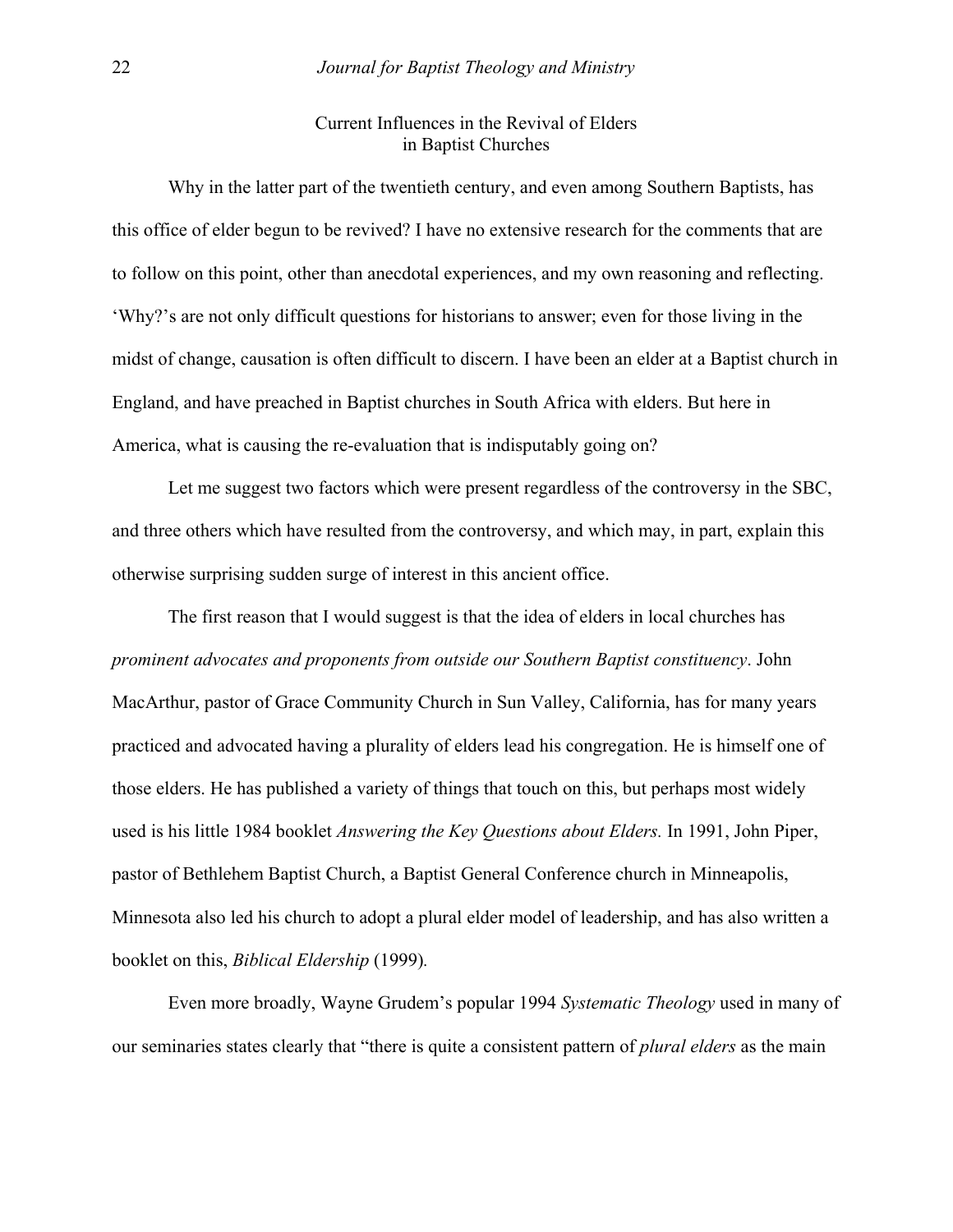## Current Influences in the Revival of Elders in Baptist Churches

Why in the latter part of the twentieth century, and even among Southern Baptists, has this office of elder begun to be revived? I have no extensive research for the comments that are to follow on this point, other than anecdotal experiences, and my own reasoning and reflecting. 'Why?'s are not only difficult questions for historians to answer; even for those living in the midst of change, causation is often difficult to discern. I have been an elder at a Baptist church in England, and have preached in Baptist churches in South Africa with elders. But here in America, what is causing the re-evaluation that is indisputably going on?

Let me suggest two factors which were present regardless of the controversy in the SBC, and three others which have resulted from the controversy, and which may, in part, explain this otherwise surprising sudden surge of interest in this ancient office.

The first reason that I would suggest is that the idea of elders in local churches has *prominent advocates and proponents from outside our Southern Baptist constituency*. John MacArthur, pastor of Grace Community Church in Sun Valley, California, has for many years practiced and advocated having a plurality of elders lead his congregation. He is himself one of those elders. He has published a variety of things that touch on this, but perhaps most widely used is his little 1984 booklet *Answering the Key Questions about Elders.* In 1991, John Piper, pastor of Bethlehem Baptist Church, a Baptist General Conference church in Minneapolis, Minnesota also led his church to adopt a plural elder model of leadership, and has also written a booklet on this, *Biblical Eldership* (1999).

Even more broadly, Wayne Grudem's popular 1994 *Systematic Theology* used in many of our seminaries states clearly that "there is quite a consistent pattern of *plural elders* as the main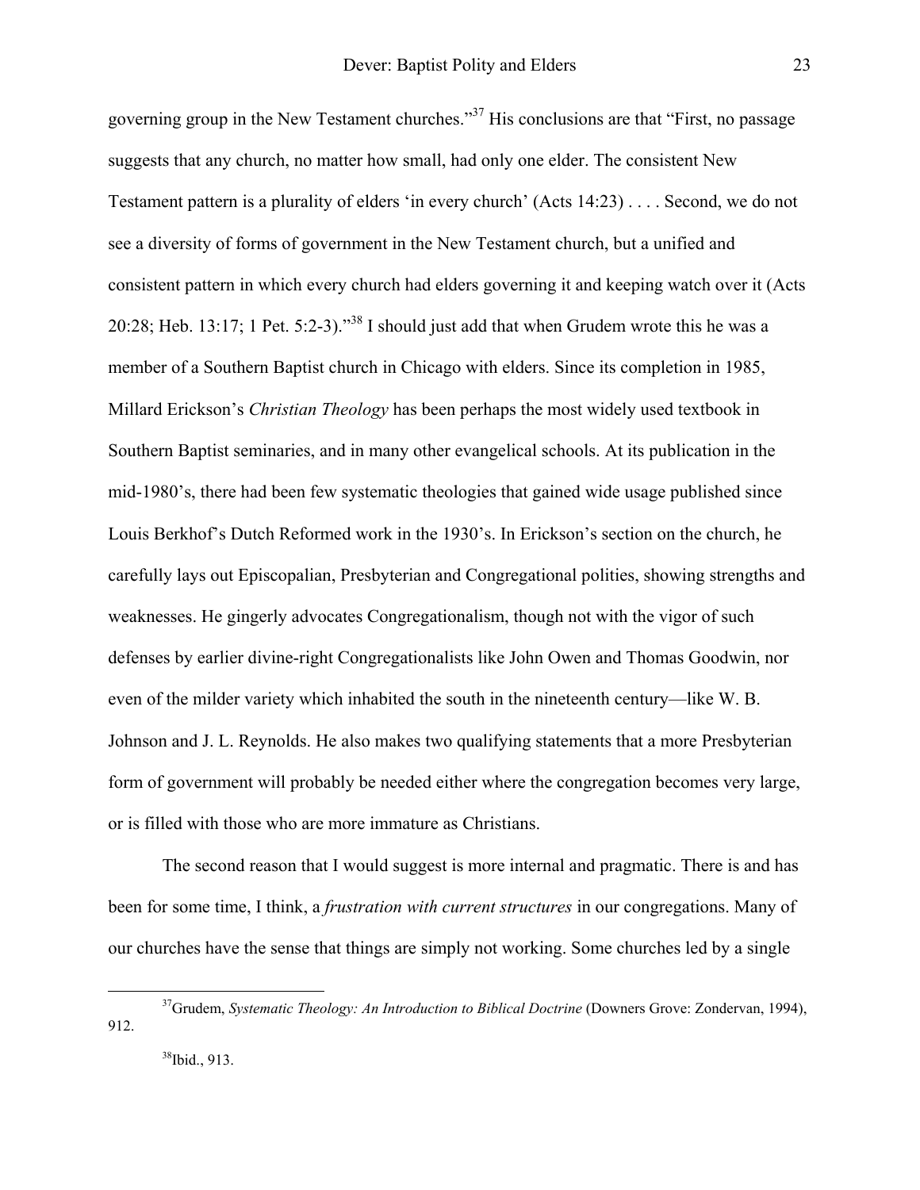governing group in the New Testament churches."[37] His conclusions are that "First, no passage suggests that any church, no matter how small, had only one elder. The consistent New Testament pattern is a plurality of elders 'in every church' (Acts 14:23) . . . . Second, we do not see a diversity of forms of government in the New Testament church, but a unified and consistent pattern in which every church had elders governing it and keeping watch over it (Acts 20:28; Heb. 13:17; 1 Pet. 5:2-3)."[38] I should just add that when Grudem wrote this he was a member of a Southern Baptist church in Chicago with elders. Since its completion in 1985, Millard Erickson's *Christian Theology* has been perhaps the most widely used textbook in Southern Baptist seminaries, and in many other evangelical schools. At its publication in the mid-1980's, there had been few systematic theologies that gained wide usage published since Louis Berkhof's Dutch Reformed work in the 1930's. In Erickson's section on the church, he carefully lays out Episcopalian, Presbyterian and Congregational polities, showing strengths and weaknesses. He gingerly advocates Congregationalism, though not with the vigor of such defenses by earlier divine-right Congregationalists like John Owen and Thomas Goodwin, nor even of the milder variety which inhabited the south in the nineteenth century—like W. B. Johnson and J. L. Reynolds. He also makes two qualifying statements that a more Presbyterian form of government will probably be needed either where the congregation becomes very large, or is filled with those who are more immature as Christians.

The second reason that I would suggest is more internal and pragmatic. There is and has been for some time, I think, a *frustration with current structures* in our congregations. Many of our churches have the sense that things are simply not working. Some churches led by a single

[37] Grudem, *Systematic Theology: An Introduction to Biblical Doctrine* (Downers Grove: Zondervan, 1994), 912.

[38] Ibid., 913.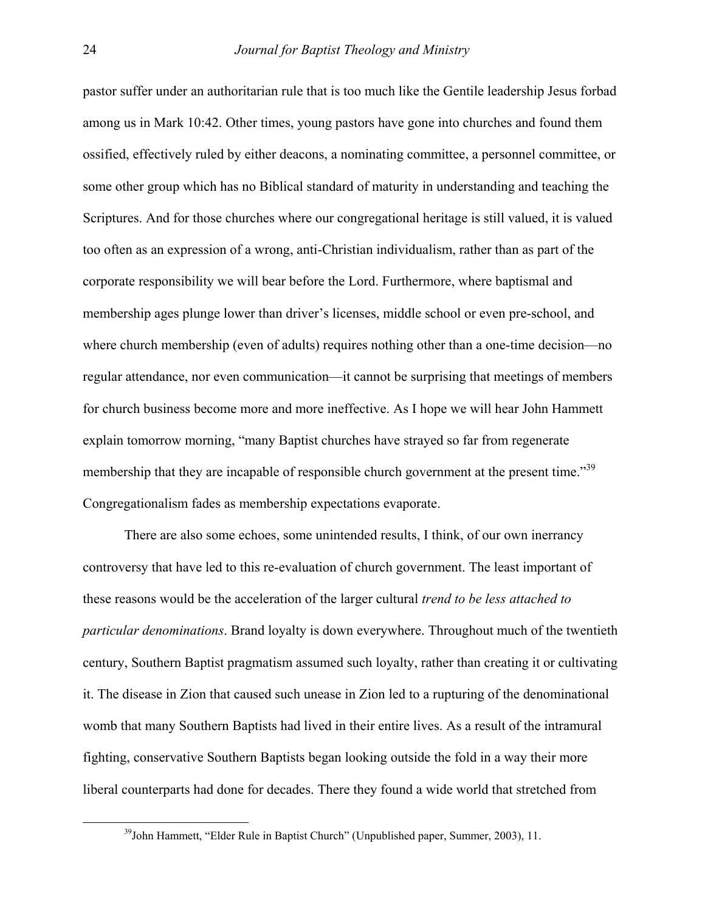pastor suffer under an authoritarian rule that is too much like the Gentile leadership Jesus forbad among us in Mark 10:42. Other times, young pastors have gone into churches and found them ossified, effectively ruled by either deacons, a nominating committee, a personnel committee, or some other group which has no Biblical standard of maturity in understanding and teaching the Scriptures. And for those churches where our congregational heritage is still valued, it is valued too often as an expression of a wrong, anti-Christian individualism, rather than as part of the corporate responsibility we will bear before the Lord. Furthermore, where baptismal and membership ages plunge lower than driver's licenses, middle school or even pre-school, and where church membership (even of adults) requires nothing other than a one-time decision—no regular attendance, nor even communication—it cannot be surprising that meetings of members for church business become more and more ineffective. As I hope we will hear John Hammett explain tomorrow morning, "many Baptist churches have strayed so far from regenerate membership that they are incapable of responsible church government at the present time."[39] Congregationalism fades as membership expectations evaporate.

There are also some echoes, some unintended results, I think, of our own inerrancy controversy that have led to this re-evaluation of church government. The least important of these reasons would be the acceleration of the larger cultural *trend to be less attached to particular denominations*. Brand loyalty is down everywhere. Throughout much of the twentieth century, Southern Baptist pragmatism assumed such loyalty, rather than creating it or cultivating it. The disease in Zion that caused such unease in Zion led to a rupturing of the denominational womb that many Southern Baptists had lived in their entire lives. As a result of the intramural fighting, conservative Southern Baptists began looking outside the fold in a way their more liberal counterparts had done for decades. There they found a wide world that stretched from

[39] John Hammett, "Elder Rule in Baptist Church" (Unpublished paper, Summer, 2003), 11.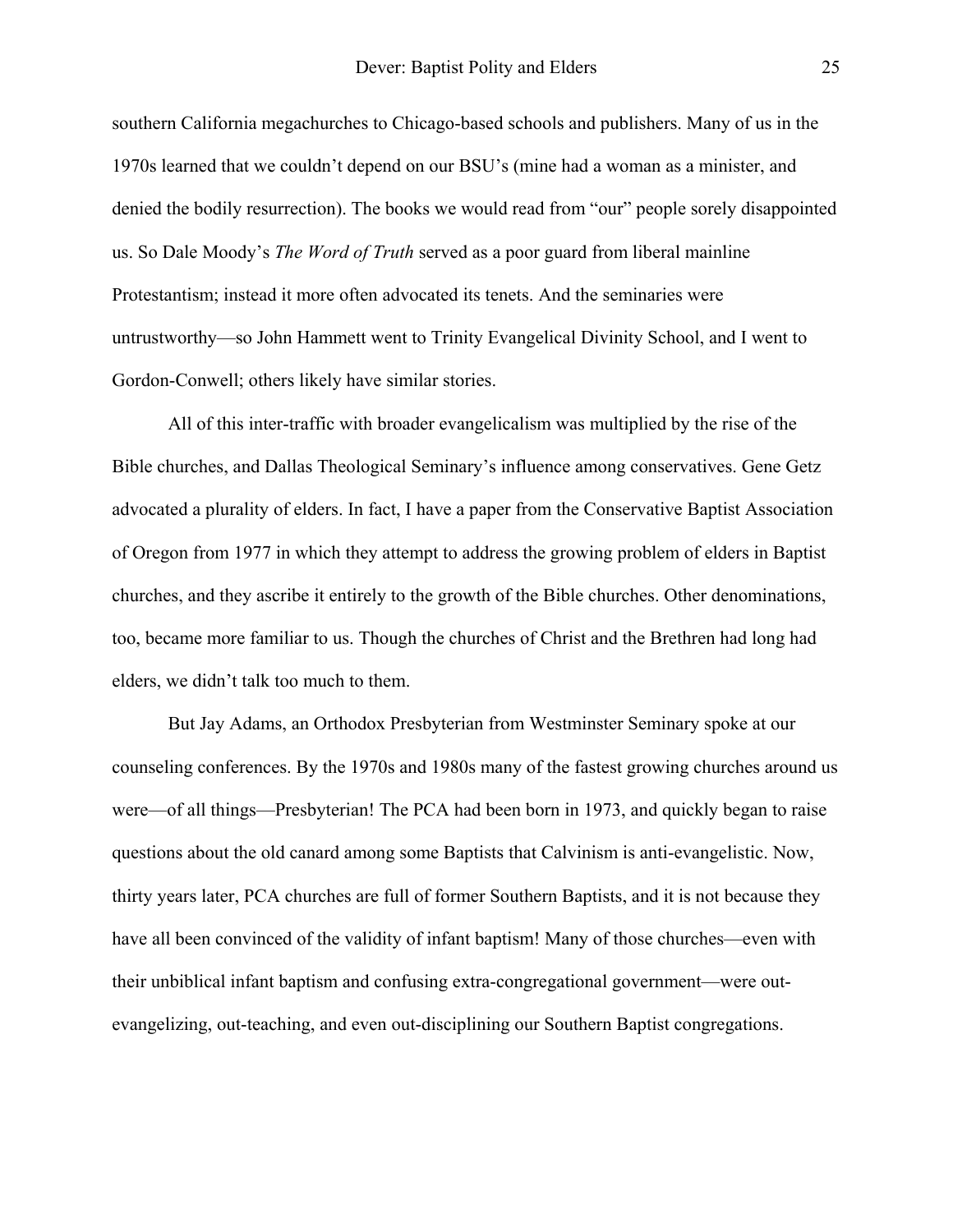southern California megachurches to Chicago-based schools and publishers. Many of us in the 1970s learned that we couldn't depend on our BSU's (mine had a woman as a minister, and denied the bodily resurrection). The books we would read from "our" people sorely disappointed us. So Dale Moody's *The Word of Truth* served as a poor guard from liberal mainline Protestantism; instead it more often advocated its tenets. And the seminaries were untrustworthy—so John Hammett went to Trinity Evangelical Divinity School, and I went to Gordon-Conwell; others likely have similar stories.

All of this inter-traffic with broader evangelicalism was multiplied by the rise of the Bible churches, and Dallas Theological Seminary's influence among conservatives. Gene Getz advocated a plurality of elders. In fact, I have a paper from the Conservative Baptist Association of Oregon from 1977 in which they attempt to address the growing problem of elders in Baptist churches, and they ascribe it entirely to the growth of the Bible churches. Other denominations, too, became more familiar to us. Though the churches of Christ and the Brethren had long had elders, we didn't talk too much to them.

But Jay Adams, an Orthodox Presbyterian from Westminster Seminary spoke at our counseling conferences. By the 1970s and 1980s many of the fastest growing churches around us were—of all things—Presbyterian! The PCA had been born in 1973, and quickly began to raise questions about the old canard among some Baptists that Calvinism is anti-evangelistic. Now, thirty years later, PCA churches are full of former Southern Baptists, and it is not because they have all been convinced of the validity of infant baptism! Many of those churches—even with their unbiblical infant baptism and confusing extra-congregational government—were out-evangelizing, out-teaching, and even out-disciplining our Southern Baptist congregations.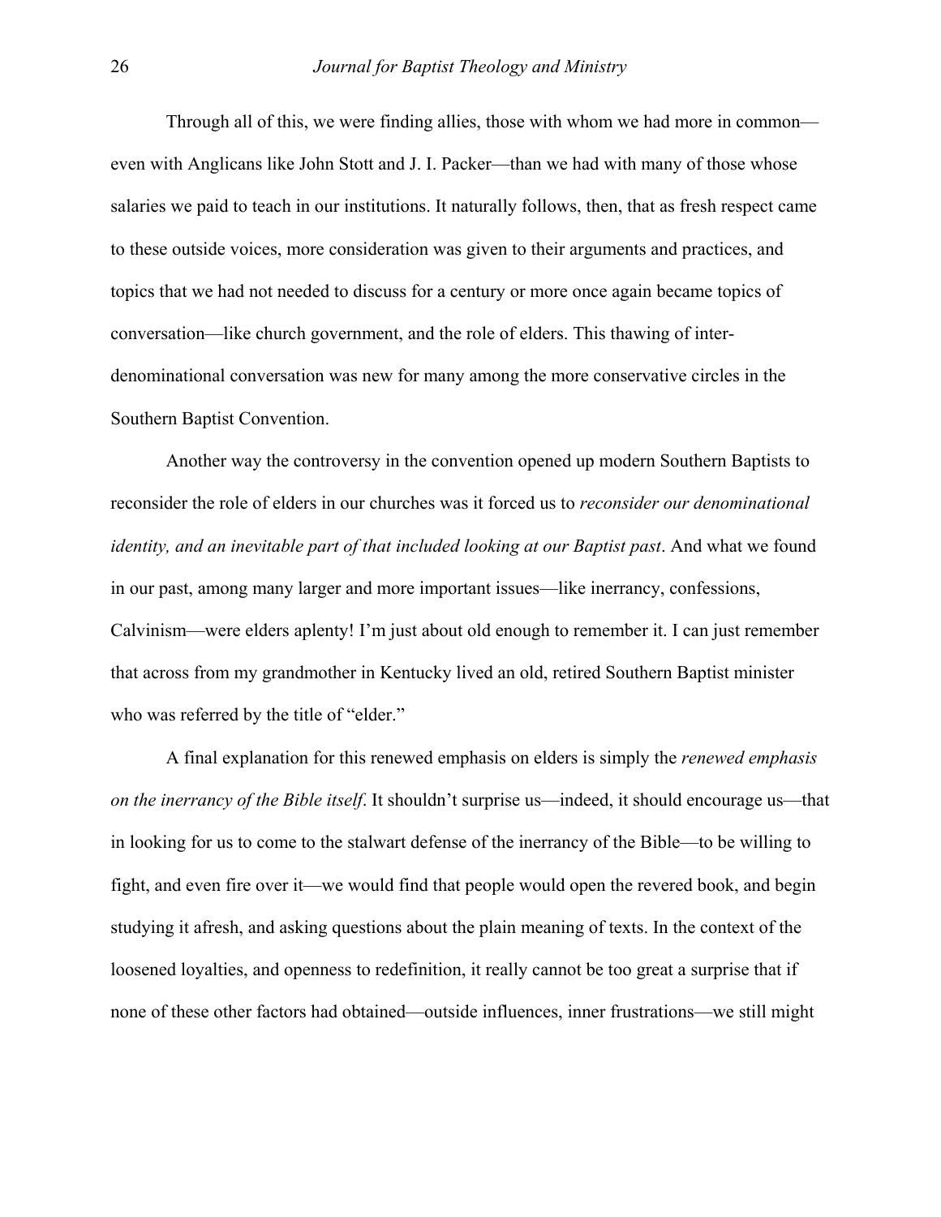Through all of this, we were finding allies, those with whom we had more in common—even with Anglicans like John Stott and J. I. Packer—than we had with many of those whose salaries we paid to teach in our institutions. It naturally follows, then, that as fresh respect came to these outside voices, more consideration was given to their arguments and practices, and topics that we had not needed to discuss for a century or more once again became topics of conversation—like church government, and the role of elders. This thawing of inter-denominational conversation was new for many among the more conservative circles in the Southern Baptist Convention.

Another way the controversy in the convention opened up modern Southern Baptists to reconsider the role of elders in our churches was it forced us to *reconsider our denominational identity, and an inevitable part of that included looking at our Baptist past*. And what we found in our past, among many larger and more important issues—like inerrancy, confessions, Calvinism—were elders aplenty! I'm just about old enough to remember it. I can just remember that across from my grandmother in Kentucky lived an old, retired Southern Baptist minister who was referred by the title of "elder."

A final explanation for this renewed emphasis on elders is simply the *renewed emphasis on the inerrancy of the Bible itself*. It shouldn't surprise us—indeed, it should encourage us—that in looking for us to come to the stalwart defense of the inerrancy of the Bible—to be willing to fight, and even fire over it—we would find that people would open the revered book, and begin studying it afresh, and asking questions about the plain meaning of texts. In the context of the loosened loyalties, and openness to redefinition, it really cannot be too great a surprise that if none of these other factors had obtained—outside influences, inner frustrations—we still might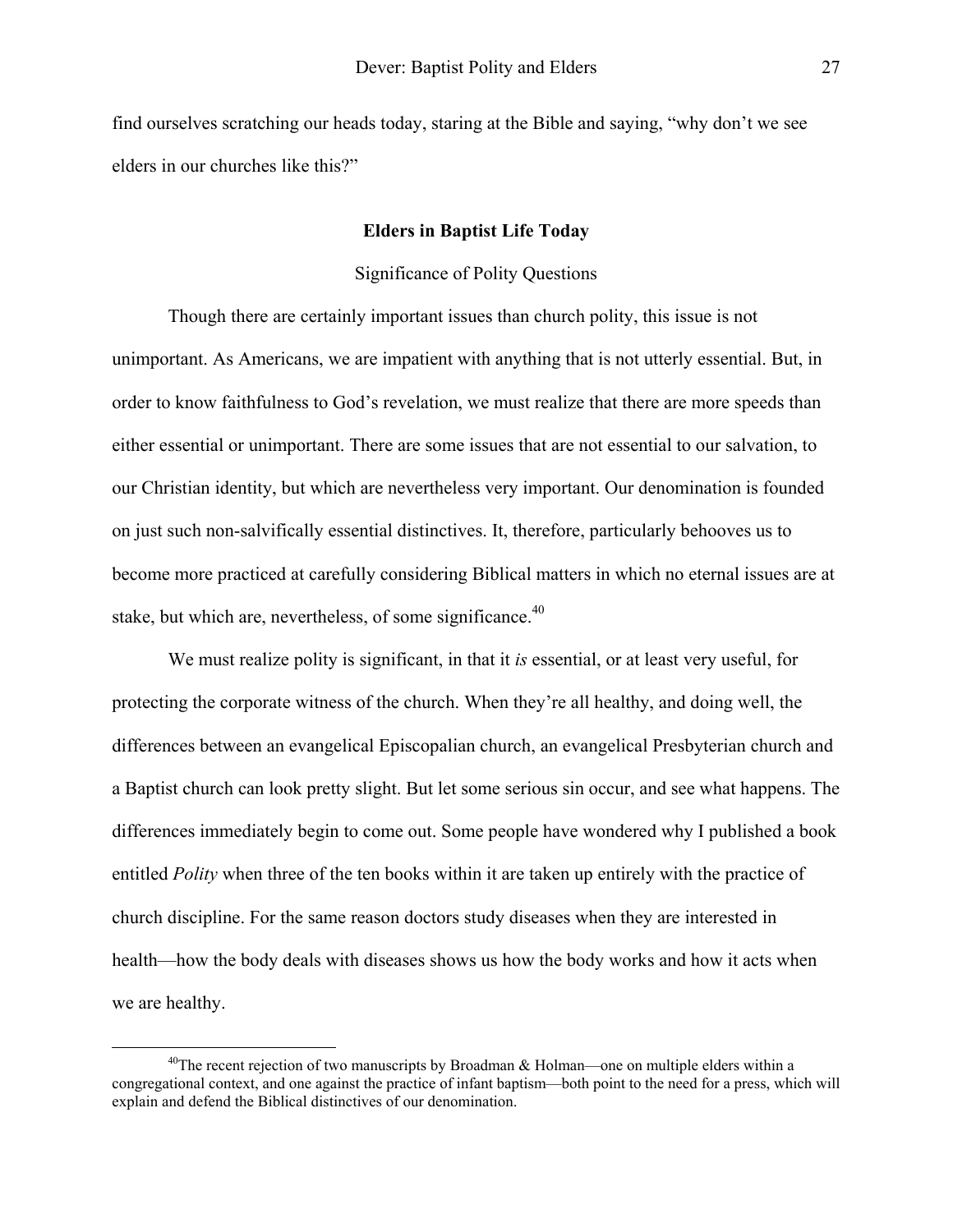find ourselves scratching our heads today, staring at the Bible and saying, "why don't we see elders in our churches like this?"

## Elders in Baptist Life Today

### Significance of Polity Questions

Though there are certainly important issues than church polity, this issue is not unimportant. As Americans, we are impatient with anything that is not utterly essential. But, in order to know faithfulness to God's revelation, we must realize that there are more speeds than either essential or unimportant. There are some issues that are not essential to our salvation, to our Christian identity, but which are nevertheless very important. Our denomination is founded on just such non-salvifically essential distinctives. It, therefore, particularly behooves us to become more practiced at carefully considering Biblical matters in which no eternal issues are at stake, but which are, nevertheless, of some significance.[40]

We must realize polity is significant, in that it *is* essential, or at least very useful, for protecting the corporate witness of the church. When they're all healthy, and doing well, the differences between an evangelical Episcopalian church, an evangelical Presbyterian church and a Baptist church can look pretty slight. But let some serious sin occur, and see what happens. The differences immediately begin to come out. Some people have wondered why I published a book entitled *Polity* when three of the ten books within it are taken up entirely with the practice of church discipline. For the same reason doctors study diseases when they are interested in health—how the body deals with diseases shows us how the body works and how it acts when we are healthy.

---

[40]The recent rejection of two manuscripts by Broadman & Holman—one on multiple elders within a congregational context, and one against the practice of infant baptism—both point to the need for a press, which will explain and defend the Biblical distinctives of our denomination.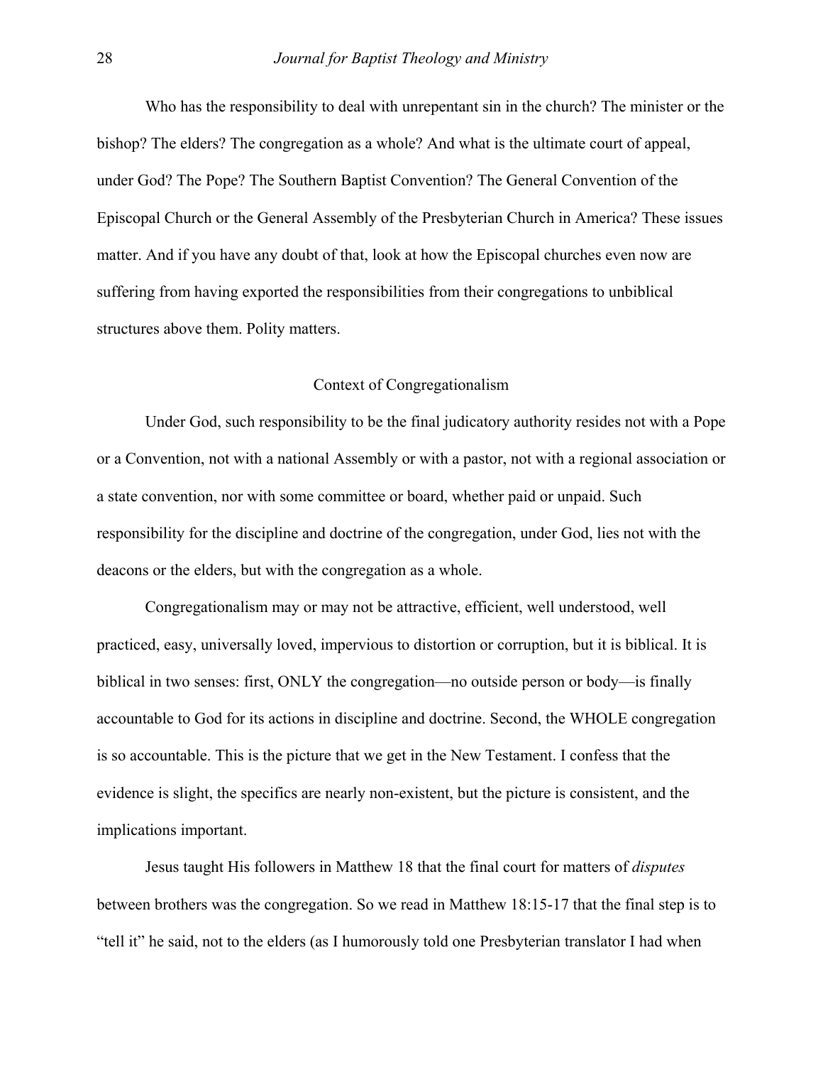Who has the responsibility to deal with unrepentant sin in the church? The minister or the bishop? The elders? The congregation as a whole? And what is the ultimate court of appeal, under God? The Pope? The Southern Baptist Convention? The General Convention of the Episcopal Church or the General Assembly of the Presbyterian Church in America? These issues matter. And if you have any doubt of that, look at how the Episcopal churches even now are suffering from having exported the responsibilities from their congregations to unbiblical structures above them. Polity matters.

## Context of Congregationalism

Under God, such responsibility to be the final judicatory authority resides not with a Pope or a Convention, not with a national Assembly or with a pastor, not with a regional association or a state convention, nor with some committee or board, whether paid or unpaid. Such responsibility for the discipline and doctrine of the congregation, under God, lies not with the deacons or the elders, but with the congregation as a whole.

Congregationalism may or may not be attractive, efficient, well understood, well practiced, easy, universally loved, impervious to distortion or corruption, but it is biblical. It is biblical in two senses: first, ONLY the congregation—no outside person or body—is finally accountable to God for its actions in discipline and doctrine. Second, the WHOLE congregation is so accountable. This is the picture that we get in the New Testament. I confess that the evidence is slight, the specifics are nearly non-existent, but the picture is consistent, and the implications important.

Jesus taught His followers in Matthew 18 that the final court for matters of *disputes* between brothers was the congregation. So we read in Matthew 18:15-17 that the final step is to "tell it" he said, not to the elders (as I humorously told one Presbyterian translator I had when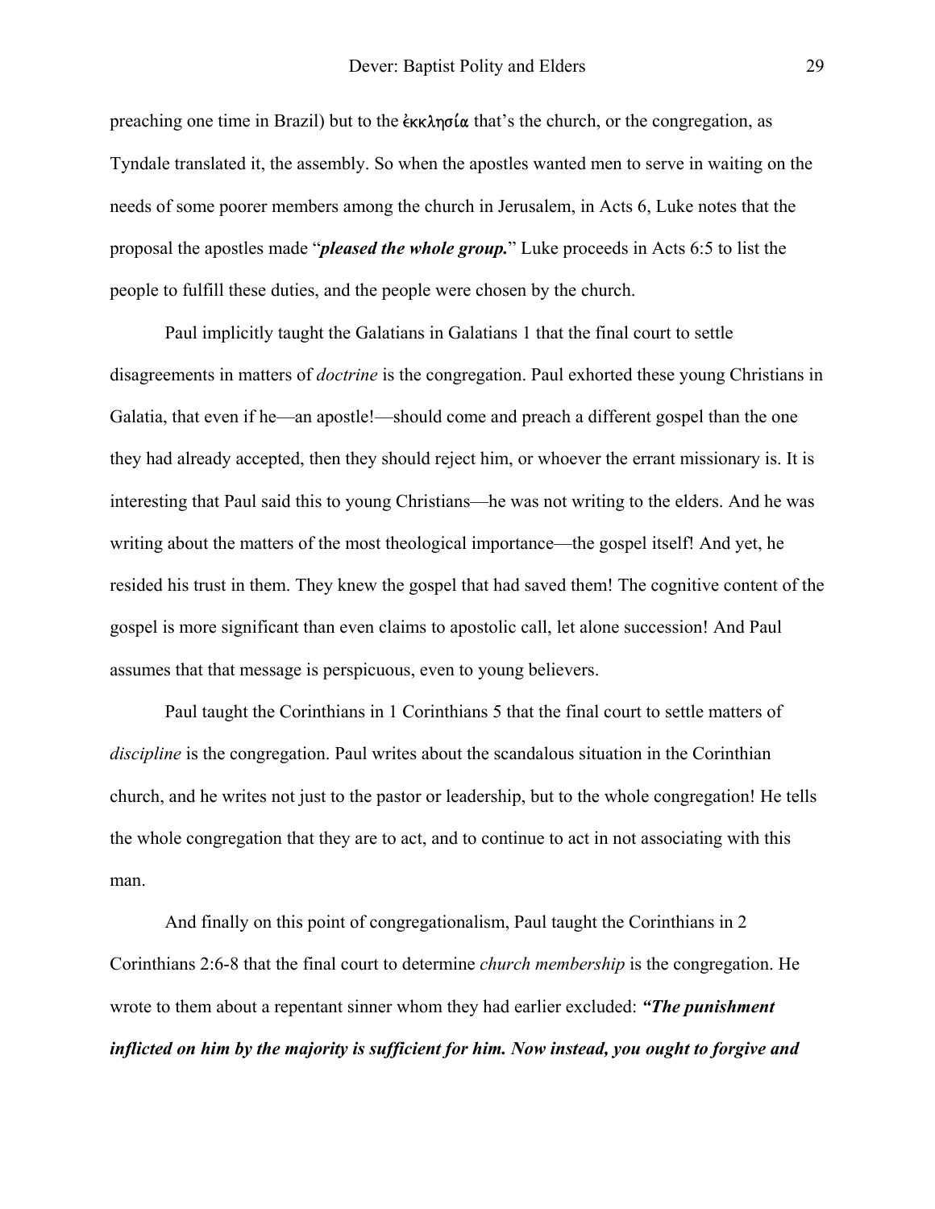preaching one time in Brazil) but to the ἐκκλησία that's the church, or the congregation, as Tyndale translated it, the assembly. So when the apostles wanted men to serve in waiting on the needs of some poorer members among the church in Jerusalem, in Acts 6, Luke notes that the proposal the apostles made "***pleased the whole group.***" Luke proceeds in Acts 6:5 to list the people to fulfill these duties, and the people were chosen by the church.

Paul implicitly taught the Galatians in Galatians 1 that the final court to settle disagreements in matters of *doctrine* is the congregation. Paul exhorted these young Christians in Galatia, that even if he—an apostle!—should come and preach a different gospel than the one they had already accepted, then they should reject him, or whoever the errant missionary is. It is interesting that Paul said this to young Christians—he was not writing to the elders. And he was writing about the matters of the most theological importance—the gospel itself! And yet, he resided his trust in them. They knew the gospel that had saved them! The cognitive content of the gospel is more significant than even claims to apostolic call, let alone succession! And Paul assumes that that message is perspicuous, even to young believers.

Paul taught the Corinthians in 1 Corinthians 5 that the final court to settle matters of *discipline* is the congregation. Paul writes about the scandalous situation in the Corinthian church, and he writes not just to the pastor or leadership, but to the whole congregation! He tells the whole congregation that they are to act, and to continue to act in not associating with this man.

And finally on this point of congregationalism, Paul taught the Corinthians in 2 Corinthians 2:6-8 that the final court to determine *church membership* is the congregation. He wrote to them about a repentant sinner whom they had earlier excluded: ***"The punishment inflicted on him by the majority is sufficient for him. Now instead, you ought to forgive and***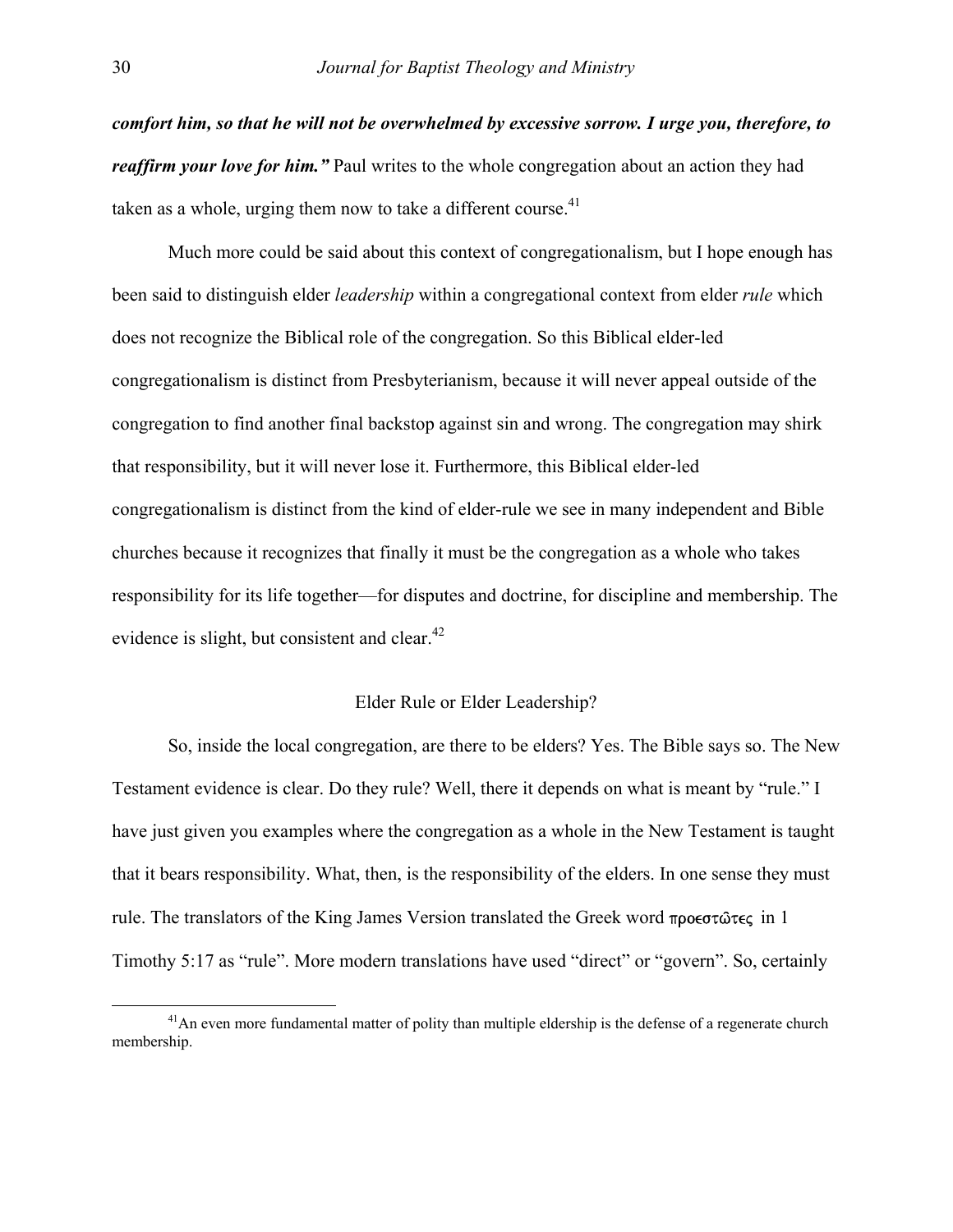***comfort him, so that he will not be overwhelmed by excessive sorrow. I urge you, therefore, to reaffirm your love for him."*** Paul writes to the whole congregation about an action they had taken as a whole, urging them now to take a different course.[41]

Much more could be said about this context of congregationalism, but I hope enough has been said to distinguish elder *leadership* within a congregational context from elder *rule* which does not recognize the Biblical role of the congregation. So this Biblical elder-led congregationalism is distinct from Presbyterianism, because it will never appeal outside of the congregation to find another final backstop against sin and wrong. The congregation may shirk that responsibility, but it will never lose it. Furthermore, this Biblical elder-led congregationalism is distinct from the kind of elder-rule we see in many independent and Bible churches because it recognizes that finally it must be the congregation as a whole who takes responsibility for its life together—for disputes and doctrine, for discipline and membership. The evidence is slight, but consistent and clear.[42]

## Elder Rule or Elder Leadership?

So, inside the local congregation, are there to be elders? Yes. The Bible says so. The New Testament evidence is clear. Do they rule? Well, there it depends on what is meant by "rule." I have just given you examples where the congregation as a whole in the New Testament is taught that it bears responsibility. What, then, is the responsibility of the elders. In one sense they must rule. The translators of the King James Version translated the Greek word προεστῶτες in 1 Timothy 5:17 as "rule". More modern translations have used "direct" or "govern". So, certainly

[41] An even more fundamental matter of polity than multiple eldership is the defense of a regenerate church membership.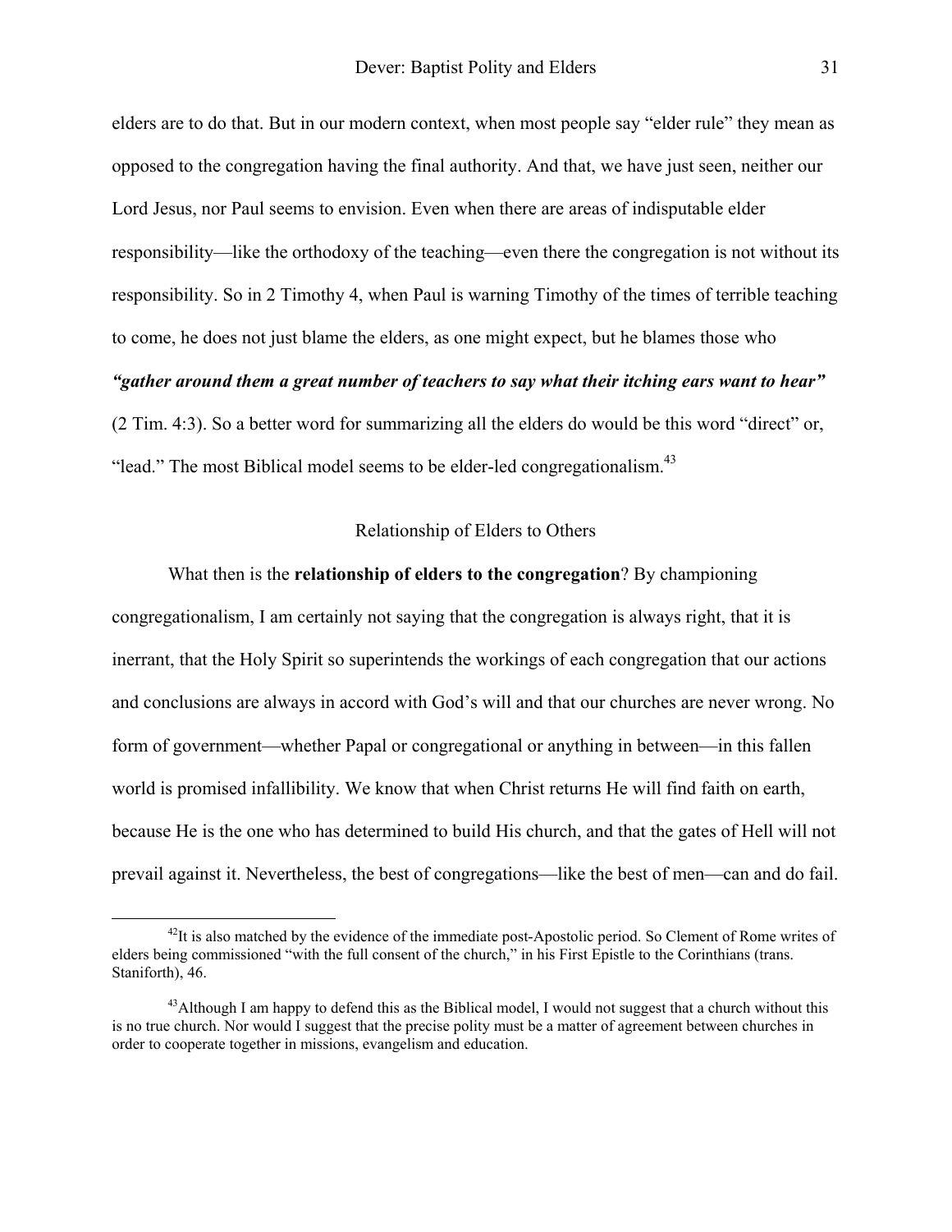elders are to do that. But in our modern context, when most people say "elder rule" they mean as opposed to the congregation having the final authority. And that, we have just seen, neither our Lord Jesus, nor Paul seems to envision. Even when there are areas of indisputable elder responsibility—like the orthodoxy of the teaching—even there the congregation is not without its responsibility. So in 2 Timothy 4, when Paul is warning Timothy of the times of terrible teaching to come, he does not just blame the elders, as one might expect, but he blames those who ***"gather around them a great number of teachers to say what their itching ears want to hear"*** (2 Tim. 4:3). So a better word for summarizing all the elders do would be this word "direct" or, "lead." The most Biblical model seems to be elder-led congregationalism.[43]

## Relationship of Elders to Others

What then is the **relationship of elders to the congregation**? By championing congregationalism, I am certainly not saying that the congregation is always right, that it is inerrant, that the Holy Spirit so superintends the workings of each congregation that our actions and conclusions are always in accord with God's will and that our churches are never wrong. No form of government—whether Papal or congregational or anything in between—in this fallen world is promised infallibility. We know that when Christ returns He will find faith on earth, because He is the one who has determined to build His church, and that the gates of Hell will not prevail against it. Nevertheless, the best of congregations—like the best of men—can and do fail.

---

[42] It is also matched by the evidence of the immediate post-Apostolic period. So Clement of Rome writes of elders being commissioned "with the full consent of the church," in his First Epistle to the Corinthians (trans. Staniforth), 46.

[43] Although I am happy to defend this as the Biblical model, I would not suggest that a church without this is no true church. Nor would I suggest that the precise polity must be a matter of agreement between churches in order to cooperate together in missions, evangelism and education.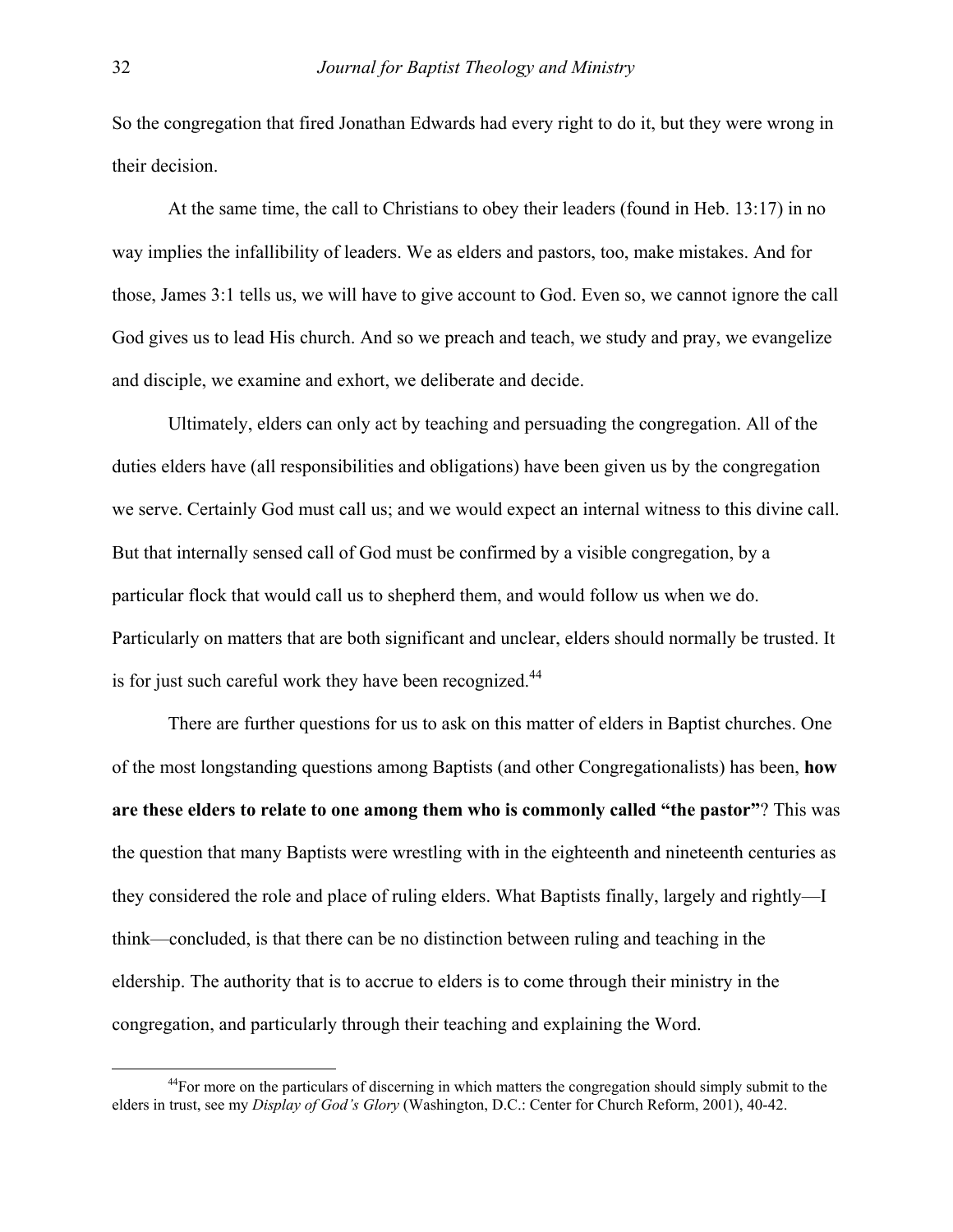So the congregation that fired Jonathan Edwards had every right to do it, but they were wrong in their decision.

At the same time, the call to Christians to obey their leaders (found in Heb. 13:17) in no way implies the infallibility of leaders. We as elders and pastors, too, make mistakes. And for those, James 3:1 tells us, we will have to give account to God. Even so, we cannot ignore the call God gives us to lead His church. And so we preach and teach, we study and pray, we evangelize and disciple, we examine and exhort, we deliberate and decide.

Ultimately, elders can only act by teaching and persuading the congregation. All of the duties elders have (all responsibilities and obligations) have been given us by the congregation we serve. Certainly God must call us; and we would expect an internal witness to this divine call. But that internally sensed call of God must be confirmed by a visible congregation, by a particular flock that would call us to shepherd them, and would follow us when we do. Particularly on matters that are both significant and unclear, elders should normally be trusted. It is for just such careful work they have been recognized.[44]

There are further questions for us to ask on this matter of elders in Baptist churches. One of the most longstanding questions among Baptists (and other Congregationalists) has been, **how are these elders to relate to one among them who is commonly called "the pastor"**? This was the question that many Baptists were wrestling with in the eighteenth and nineteenth centuries as they considered the role and place of ruling elders. What Baptists finally, largely and rightly—I think—concluded, is that there can be no distinction between ruling and teaching in the eldership. The authority that is to accrue to elders is to come through their ministry in the congregation, and particularly through their teaching and explaining the Word.

---

[44] For more on the particulars of discerning in which matters the congregation should simply submit to the elders in trust, see my *Display of God's Glory* (Washington, D.C.: Center for Church Reform, 2001), 40-42.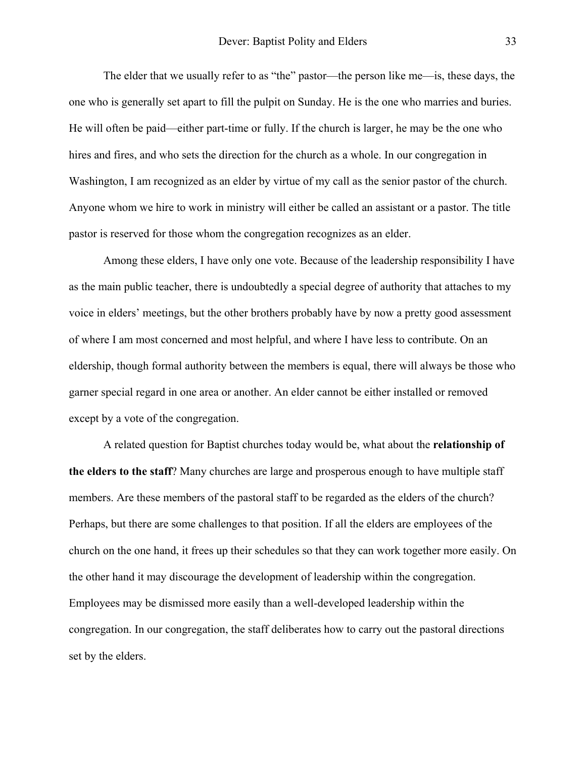The elder that we usually refer to as "the" pastor—the person like me—is, these days, the one who is generally set apart to fill the pulpit on Sunday. He is the one who marries and buries. He will often be paid—either part-time or fully. If the church is larger, he may be the one who hires and fires, and who sets the direction for the church as a whole. In our congregation in Washington, I am recognized as an elder by virtue of my call as the senior pastor of the church. Anyone whom we hire to work in ministry will either be called an assistant or a pastor. The title pastor is reserved for those whom the congregation recognizes as an elder.

Among these elders, I have only one vote. Because of the leadership responsibility I have as the main public teacher, there is undoubtedly a special degree of authority that attaches to my voice in elders' meetings, but the other brothers probably have by now a pretty good assessment of where I am most concerned and most helpful, and where I have less to contribute. On an eldership, though formal authority between the members is equal, there will always be those who garner special regard in one area or another. An elder cannot be either installed or removed except by a vote of the congregation.

A related question for Baptist churches today would be, what about the **relationship of the elders to the staff**? Many churches are large and prosperous enough to have multiple staff members. Are these members of the pastoral staff to be regarded as the elders of the church? Perhaps, but there are some challenges to that position. If all the elders are employees of the church on the one hand, it frees up their schedules so that they can work together more easily. On the other hand it may discourage the development of leadership within the congregation. Employees may be dismissed more easily than a well-developed leadership within the congregation. In our congregation, the staff deliberates how to carry out the pastoral directions set by the elders.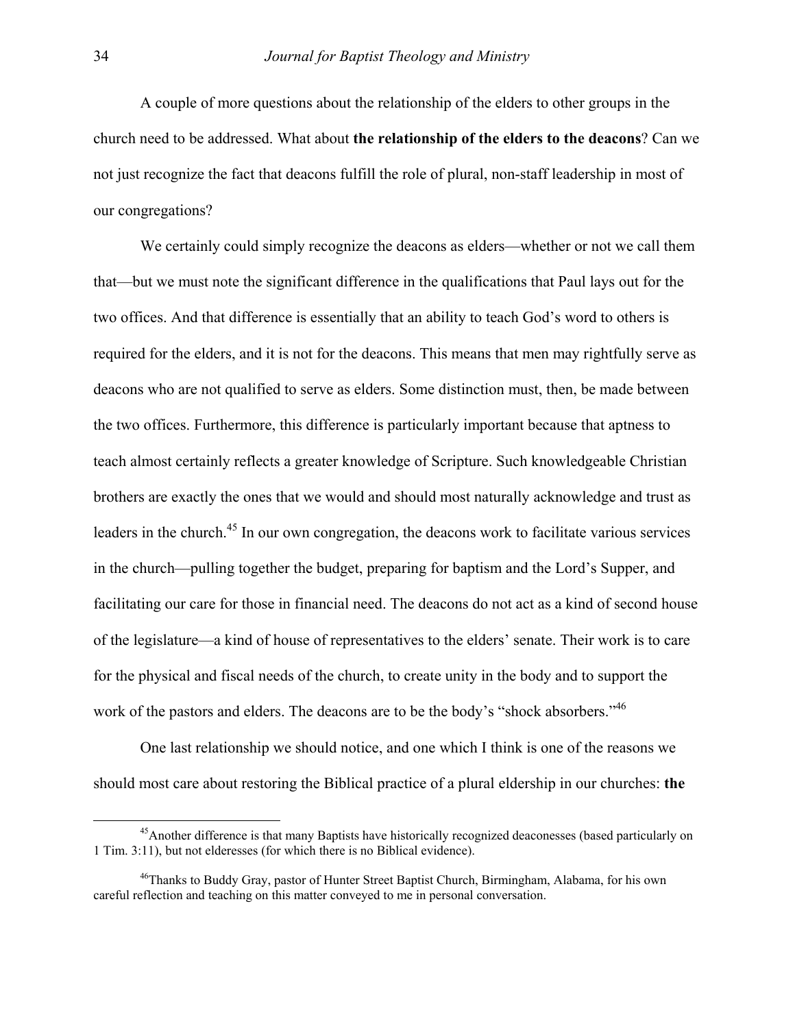A couple of more questions about the relationship of the elders to other groups in the church need to be addressed. What about **the relationship of the elders to the deacons**? Can we not just recognize the fact that deacons fulfill the role of plural, non-staff leadership in most of our congregations?

We certainly could simply recognize the deacons as elders—whether or not we call them that—but we must note the significant difference in the qualifications that Paul lays out for the two offices. And that difference is essentially that an ability to teach God's word to others is required for the elders, and it is not for the deacons. This means that men may rightfully serve as deacons who are not qualified to serve as elders. Some distinction must, then, be made between the two offices. Furthermore, this difference is particularly important because that aptness to teach almost certainly reflects a greater knowledge of Scripture. Such knowledgeable Christian brothers are exactly the ones that we would and should most naturally acknowledge and trust as leaders in the church.[45] In our own congregation, the deacons work to facilitate various services in the church—pulling together the budget, preparing for baptism and the Lord's Supper, and facilitating our care for those in financial need. The deacons do not act as a kind of second house of the legislature—a kind of house of representatives to the elders' senate. Their work is to care for the physical and fiscal needs of the church, to create unity in the body and to support the work of the pastors and elders. The deacons are to be the body's "shock absorbers."[46]

One last relationship we should notice, and one which I think is one of the reasons we should most care about restoring the Biblical practice of a plural eldership in our churches: **the**

---

[45] Another difference is that many Baptists have historically recognized deaconesses (based particularly on 1 Tim. 3:11), but not elderesses (for which there is no Biblical evidence).

[46] Thanks to Buddy Gray, pastor of Hunter Street Baptist Church, Birmingham, Alabama, for his own careful reflection and teaching on this matter conveyed to me in personal conversation.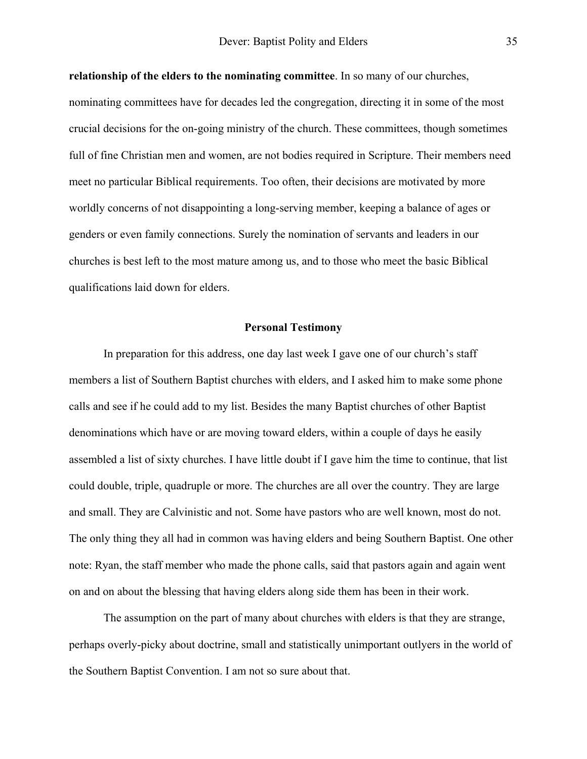**relationship of the elders to the nominating committee**. In so many of our churches, nominating committees have for decades led the congregation, directing it in some of the most crucial decisions for the on-going ministry of the church. These committees, though sometimes full of fine Christian men and women, are not bodies required in Scripture. Their members need meet no particular Biblical requirements. Too often, their decisions are motivated by more worldly concerns of not disappointing a long-serving member, keeping a balance of ages or genders or even family connections. Surely the nomination of servants and leaders in our churches is best left to the most mature among us, and to those who meet the basic Biblical qualifications laid down for elders.

## Personal Testimony

In preparation for this address, one day last week I gave one of our church's staff members a list of Southern Baptist churches with elders, and I asked him to make some phone calls and see if he could add to my list. Besides the many Baptist churches of other Baptist denominations which have or are moving toward elders, within a couple of days he easily assembled a list of sixty churches. I have little doubt if I gave him the time to continue, that list could double, triple, quadruple or more. The churches are all over the country. They are large and small. They are Calvinistic and not. Some have pastors who are well known, most do not. The only thing they all had in common was having elders and being Southern Baptist. One other note: Ryan, the staff member who made the phone calls, said that pastors again and again went on and on about the blessing that having elders along side them has been in their work.

The assumption on the part of many about churches with elders is that they are strange, perhaps overly-picky about doctrine, small and statistically unimportant outlyers in the world of the Southern Baptist Convention. I am not so sure about that.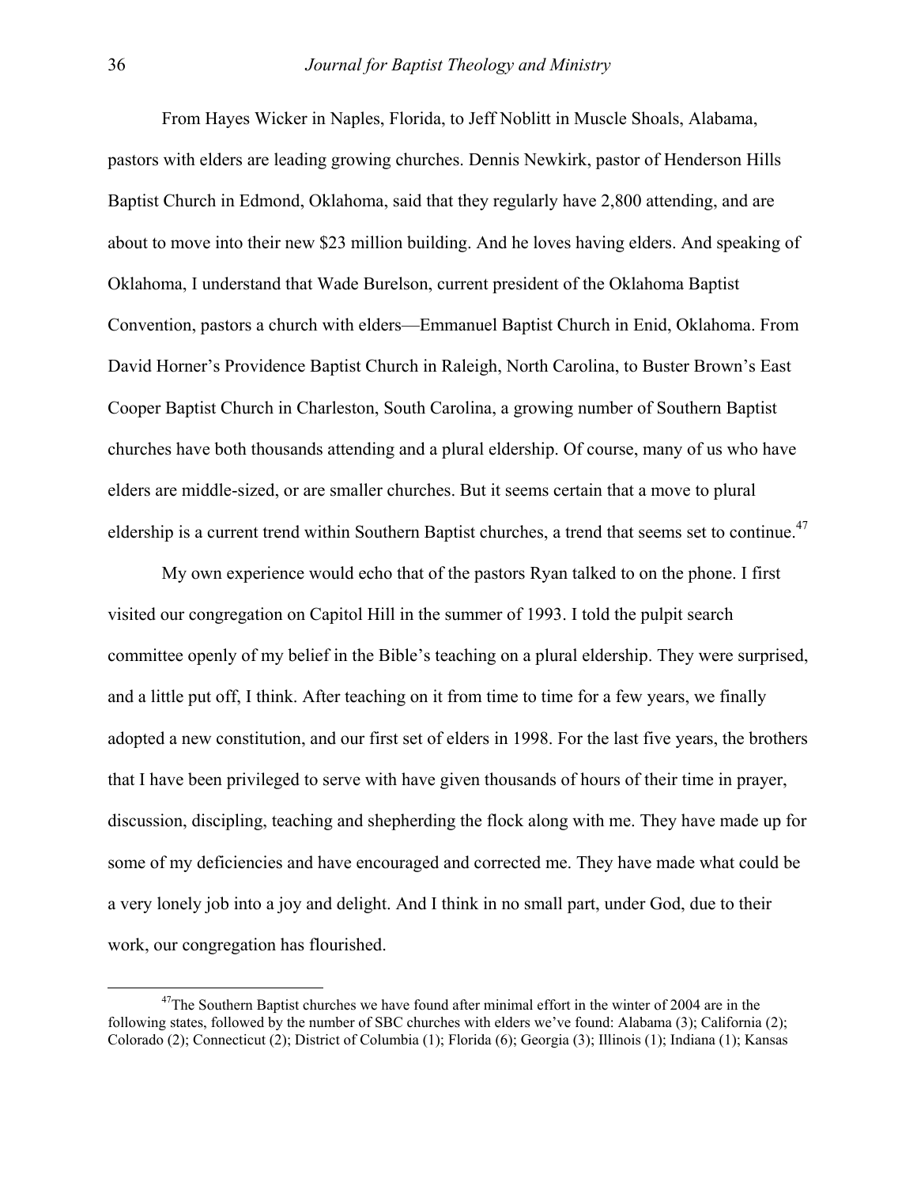From Hayes Wicker in Naples, Florida, to Jeff Noblitt in Muscle Shoals, Alabama, pastors with elders are leading growing churches. Dennis Newkirk, pastor of Henderson Hills Baptist Church in Edmond, Oklahoma, said that they regularly have 2,800 attending, and are about to move into their new $23 million building. And he loves having elders. And speaking of Oklahoma, I understand that Wade Burelson, current president of the Oklahoma Baptist Convention, pastors a church with elders—Emmanuel Baptist Church in Enid, Oklahoma. From David Horner's Providence Baptist Church in Raleigh, North Carolina, to Buster Brown's East Cooper Baptist Church in Charleston, South Carolina, a growing number of Southern Baptist churches have both thousands attending and a plural eldership. Of course, many of us who have elders are middle-sized, or are smaller churches. But it seems certain that a move to plural eldership is a current trend within Southern Baptist churches, a trend that seems set to continue.[47]

My own experience would echo that of the pastors Ryan talked to on the phone. I first visited our congregation on Capitol Hill in the summer of 1993. I told the pulpit search committee openly of my belief in the Bible's teaching on a plural eldership. They were surprised, and a little put off, I think. After teaching on it from time to time for a few years, we finally adopted a new constitution, and our first set of elders in 1998. For the last five years, the brothers that I have been privileged to serve with have given thousands of hours of their time in prayer, discussion, discipling, teaching and shepherding the flock along with me. They have made up for some of my deficiencies and have encouraged and corrected me. They have made what could be a very lonely job into a joy and delight. And I think in no small part, under God, due to their work, our congregation has flourished.

[47]The Southern Baptist churches we have found after minimal effort in the winter of 2004 are in the following states, followed by the number of SBC churches with elders we've found: Alabama (3); California (2); Colorado (2); Connecticut (2); District of Columbia (1); Florida (6); Georgia (3); Illinois (1); Indiana (1); Kansas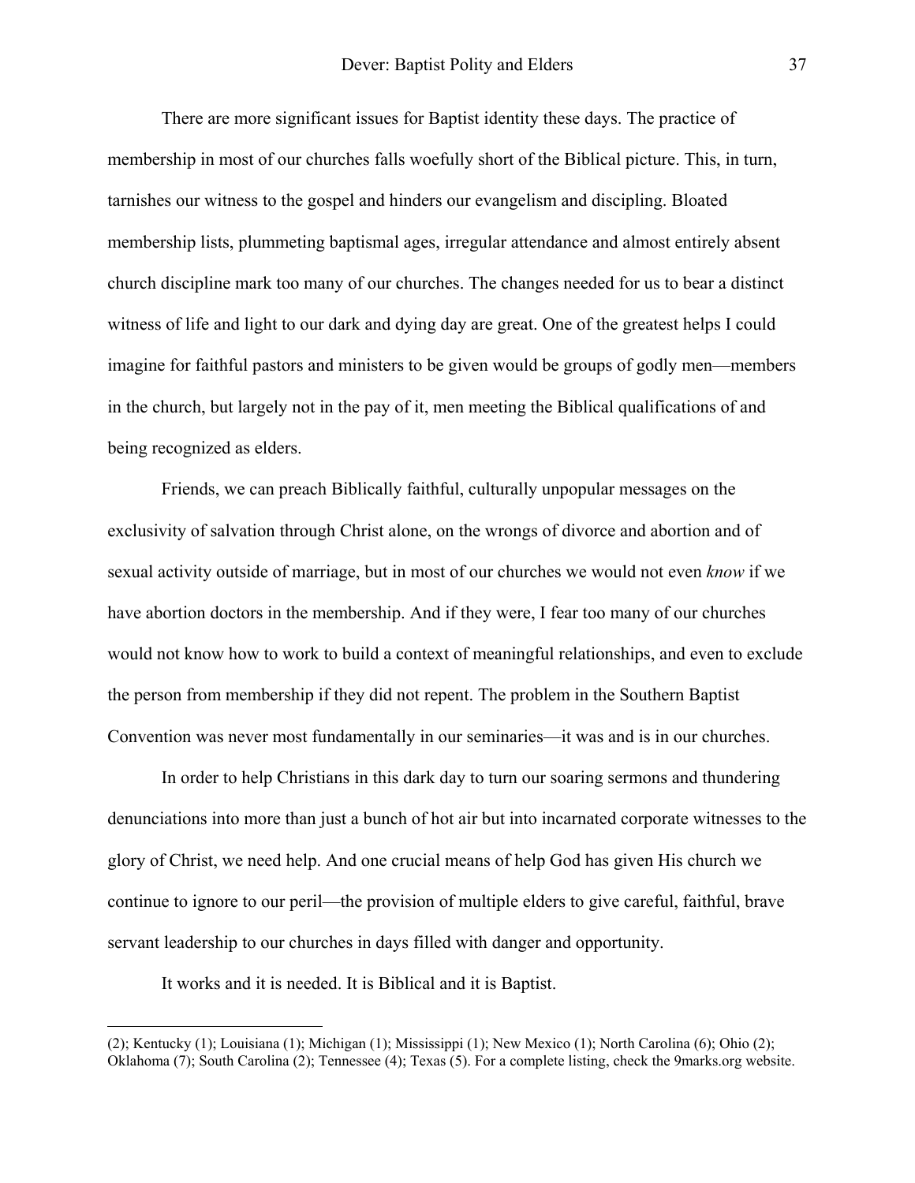There are more significant issues for Baptist identity these days. The practice of membership in most of our churches falls woefully short of the Biblical picture. This, in turn, tarnishes our witness to the gospel and hinders our evangelism and discipling. Bloated membership lists, plummeting baptismal ages, irregular attendance and almost entirely absent church discipline mark too many of our churches. The changes needed for us to bear a distinct witness of life and light to our dark and dying day are great. One of the greatest helps I could imagine for faithful pastors and ministers to be given would be groups of godly men—members in the church, but largely not in the pay of it, men meeting the Biblical qualifications of and being recognized as elders.

Friends, we can preach Biblically faithful, culturally unpopular messages on the exclusivity of salvation through Christ alone, on the wrongs of divorce and abortion and of sexual activity outside of marriage, but in most of our churches we would not even *know* if we have abortion doctors in the membership. And if they were, I fear too many of our churches would not know how to work to build a context of meaningful relationships, and even to exclude the person from membership if they did not repent. The problem in the Southern Baptist Convention was never most fundamentally in our seminaries—it was and is in our churches.

In order to help Christians in this dark day to turn our soaring sermons and thundering denunciations into more than just a bunch of hot air but into incarnated corporate witnesses to the glory of Christ, we need help. And one crucial means of help God has given His church we continue to ignore to our peril—the provision of multiple elders to give careful, faithful, brave servant leadership to our churches in days filled with danger and opportunity.

It works and it is needed. It is Biblical and it is Baptist.

---

(2); Kentucky (1); Louisiana (1); Michigan (1); Mississippi (1); New Mexico (1); North Carolina (6); Ohio (2); Oklahoma (7); South Carolina (2); Tennessee (4); Texas (5). For a complete listing, check the 9marks.org website.